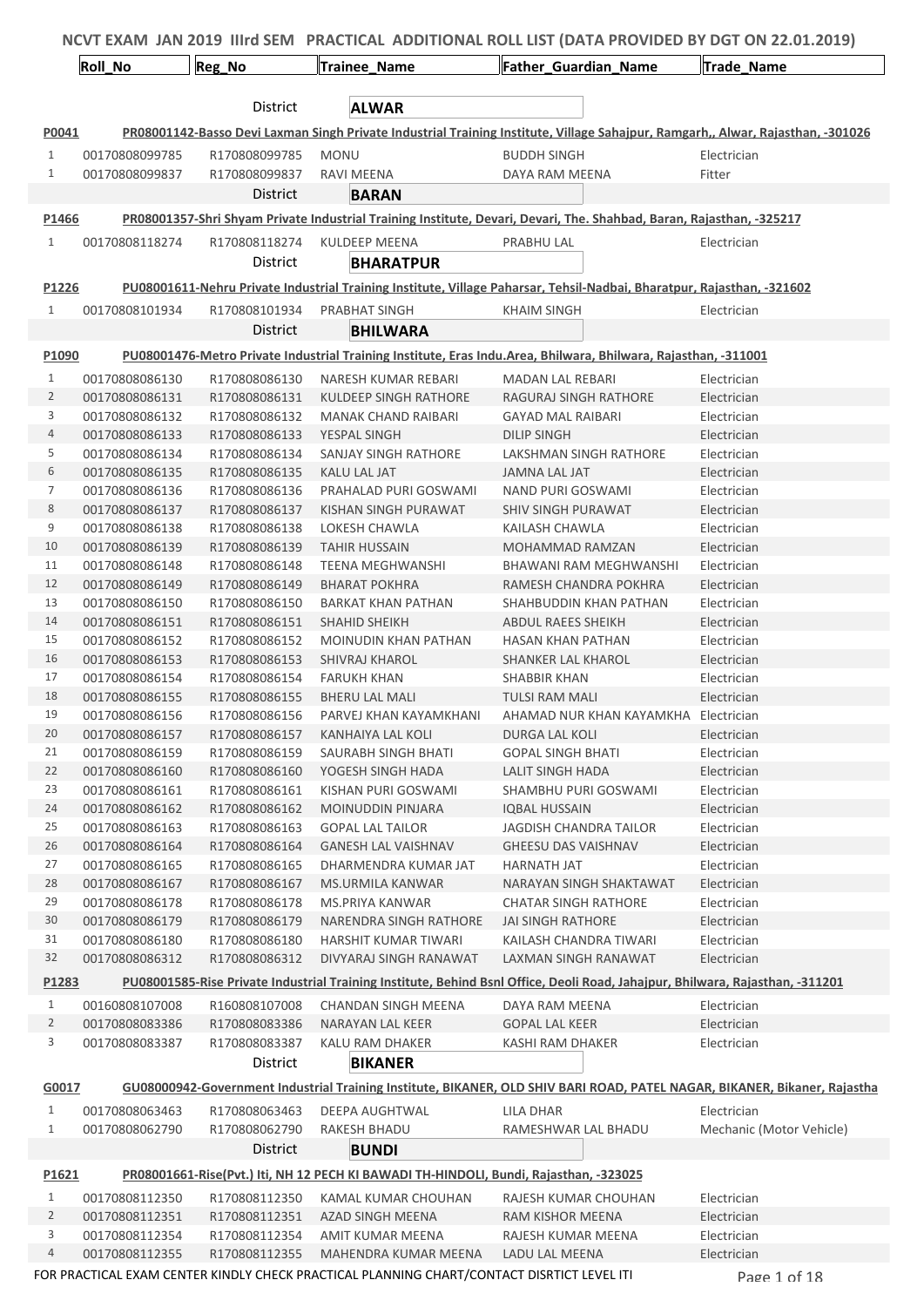# NCVT EXAM JAN 2019 IIIrd SEM PRACTICAL ADDITIONAL ROLL LIST (DATA PROVIDED BY DGT ON 22.01.2019)

| | Roll_No | Reg_No | Trainee_Name | Father_Guardian_Name | Trade_Name |
|---|---|---|---|---|---|
| | | District | **ALWAR** | | |
| **P0041** | **PR08001142-Basso Devi Laxman Singh Private Industrial Training Institute, Village Sahajpur, Ramgarh,, Alwar, Rajasthan, -301026** | | | | |
| 1 | 00170808099785 | R170808099785 | MONU | BUDDH SINGH | Electrician |
| 1 | 00170808099837 | R170808099837 | RAVI MEENA | DAYA RAM MEENA | Fitter |
| | | District | **BARAN** | | |
| **P1466** | **PR08001357-Shri Shyam Private Industrial Training Institute, Devari, Devari, The. Shahbad, Baran, Rajasthan, -325217** | | | | |
| 1 | 00170808118274 | R170808118274 | KULDEEP MEENA | PRABHU LAL | Electrician |
| | | District | **BHARATPUR** | | |
| **P1226** | **PU08001611-Nehru Private Industrial Training Institute, Village Paharsar, Tehsil-Nadbai, Bharatpur, Rajasthan, -321602** | | | | |
| 1 | 00170808101934 | R170808101934 | PRABHAT SINGH | KHAIM SINGH | Electrician |
| | | District | **BHILWARA** | | |
| **P1090** | **PU08001476-Metro Private Industrial Training Institute, Eras Indu.Area, Bhilwara, Bhilwara, Rajasthan, -311001** | | | | |
| 1 | 00170808086130 | R170808086130 | NARESH KUMAR REBARI | MADAN LAL REBARI | Electrician |
| 2 | 00170808086131 | R170808086131 | KULDEEP SINGH RATHORE | RAGURAJ SINGH RATHORE | Electrician |
| 3 | 00170808086132 | R170808086132 | MANAK CHAND RAIBARI | GAYAD MAL RAIBARI | Electrician |
| 4 | 00170808086133 | R170808086133 | YESPAL SINGH | DILIP SINGH | Electrician |
| 5 | 00170808086134 | R170808086134 | SANJAY SINGH RATHORE | LAKSHMAN SINGH RATHORE | Electrician |
| 6 | 00170808086135 | R170808086135 | KALU LAL JAT | JAMNA LAL JAT | Electrician |
| 7 | 00170808086136 | R170808086136 | PRAHALAD PURI GOSWAMI | NAND PURI GOSWAMI | Electrician |
| 8 | 00170808086137 | R170808086137 | KISHAN SINGH PURAWAT | SHIV SINGH PURAWAT | Electrician |
| 9 | 00170808086138 | R170808086138 | LOKESH CHAWLA | KAILASH CHAWLA | Electrician |
| 10 | 00170808086139 | R170808086139 | TAHIR HUSSAIN | MOHAMMAD RAMZAN | Electrician |
| 11 | 00170808086148 | R170808086148 | TEENA MEGHWANSHI | BHAWANI RAM MEGHWANSHI | Electrician |
| 12 | 00170808086149 | R170808086149 | BHARAT POKHRA | RAMESH CHANDRA POKHRA | Electrician |
| 13 | 00170808086150 | R170808086150 | BARKAT KHAN PATHAN | SHAHBUDDIN KHAN PATHAN | Electrician |
| 14 | 00170808086151 | R170808086151 | SHAHID SHEIKH | ABDUL RAEES SHEIKH | Electrician |
| 15 | 00170808086152 | R170808086152 | MOINUDIN KHAN PATHAN | HASAN KHAN PATHAN | Electrician |
| 16 | 00170808086153 | R170808086153 | SHIVRAJ KHAROL | SHANKER LAL KHAROL | Electrician |
| 17 | 00170808086154 | R170808086154 | FARUKH KHAN | SHABBIR KHAN | Electrician |
| 18 | 00170808086155 | R170808086155 | BHERU LAL MALI | TULSI RAM MALI | Electrician |
| 19 | 00170808086156 | R170808086156 | PARVEJ KHAN KAYAMKHANI | AHAMAD NUR KHAN KAYAMKHA | Electrician |
| 20 | 00170808086157 | R170808086157 | KANHAIYA LAL KOLI | DURGA LAL KOLI | Electrician |
| 21 | 00170808086159 | R170808086159 | SAURABH SINGH BHATI | GOPAL SINGH BHATI | Electrician |
| 22 | 00170808086160 | R170808086160 | YOGESH SINGH HADA | LALIT SINGH HADA | Electrician |
| 23 | 00170808086161 | R170808086161 | KISHAN PURI GOSWAMI | SHAMBHU PURI GOSWAMI | Electrician |
| 24 | 00170808086162 | R170808086162 | MOINUDDIN PINJARA | IQBAL HUSSAIN | Electrician |
| 25 | 00170808086163 | R170808086163 | GOPAL LAL TAILOR | JAGDISH CHANDRA TAILOR | Electrician |
| 26 | 00170808086164 | R170808086164 | GANESH LAL VAISHNAV | GHEESU DAS VAISHNAV | Electrician |
| 27 | 00170808086165 | R170808086165 | DHARMENDRA KUMAR JAT | HARNATH JAT | Electrician |
| 28 | 00170808086167 | R170808086167 | MS.URMILA KANWAR | NARAYAN SINGH SHAKTAWAT | Electrician |
| 29 | 00170808086178 | R170808086178 | MS.PRIYA KANWAR | CHATAR SINGH RATHORE | Electrician |
| 30 | 00170808086179 | R170808086179 | NARENDRA SINGH RATHORE | JAI SINGH RATHORE | Electrician |
| 31 | 00170808086180 | R170808086180 | HARSHIT KUMAR TIWARI | KAILASH CHANDRA TIWARI | Electrician |
| 32 | 00170808086312 | R170808086312 | DIVYARAJ SINGH RANAWAT | LAXMAN SINGH RANAWAT | Electrician |
| **P1283** | **PU08001585-Rise Private Industrial Training Institute, Behind Bsnl Office, Deoli Road, Jahajpur, Bhilwara, Rajasthan, -311201** | | | | |
| 1 | 00160808107008 | R160808107008 | CHANDAN SINGH MEENA | DAYA RAM MEENA | Electrician |
| 2 | 00170808083386 | R170808083386 | NARAYAN LAL KEER | GOPAL LAL KEER | Electrician |
| 3 | 00170808083387 | R170808083387 | KALU RAM DHAKER | KASHI RAM DHAKER | Electrician |
| | | District | **BIKANER** | | |
| **G0017** | **GU08000942-Government Industrial Training Institute, BIKANER, OLD SHIV BARI ROAD, PATEL NAGAR, BIKANER, Bikaner, Rajastha** | | | | |
| 1 | 00170808063463 | R170808063463 | DEEPA AUGHTWAL | LILA DHAR | Electrician |
| 1 | 00170808062790 | R170808062790 | RAKESH BHADU | RAMESHWAR LAL BHADU | Mechanic (Motor Vehicle) |
| | | District | **BUNDI** | | |
| **P1621** | **PR08001661-Rise(Pvt.) Iti, NH 12 PECH KI BAWADI TH-HINDOLI, Bundi, Rajasthan, -323025** | | | | |
| 1 | 00170808112350 | R170808112350 | KAMAL KUMAR CHOUHAN | RAJESH KUMAR CHOUHAN | Electrician |
| 2 | 00170808112351 | R170808112351 | AZAD SINGH MEENA | RAM KISHOR MEENA | Electrician |
| 3 | 00170808112354 | R170808112354 | AMIT KUMAR MEENA | RAJESH KUMAR MEENA | Electrician |
| 4 | 00170808112355 | R170808112355 | MAHENDRA KUMAR MEENA | LADU LAL MEENA | Electrician |

FOR PRACTICAL EXAM CENTER KINDLY CHECK PRACTICAL PLANNING CHART/CONTACT DISRTICT LEVEL ITI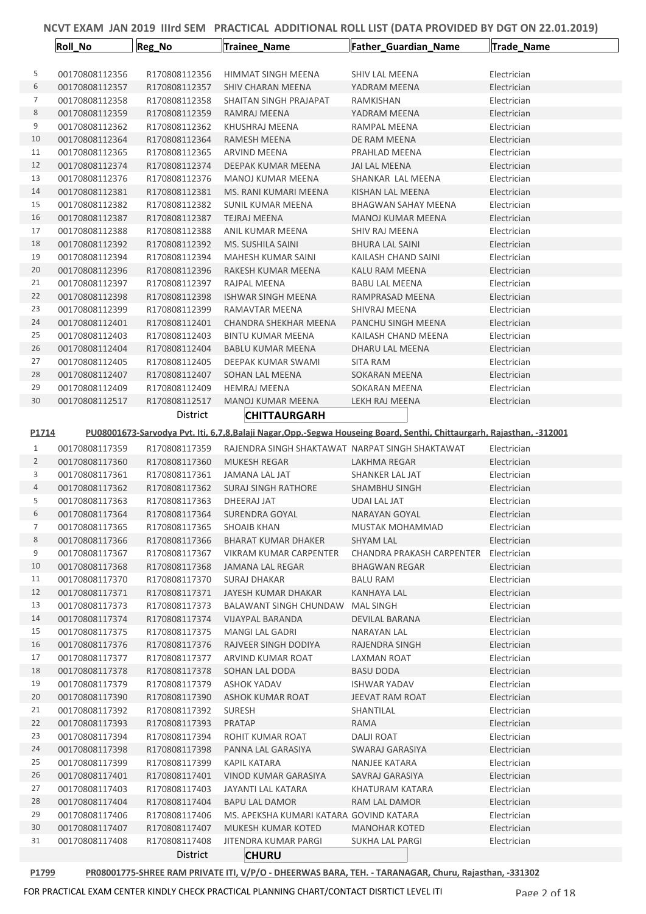# NCVT EXAM JAN 2019 IIIrd SEM PRACTICAL ADDITIONAL ROLL LIST (DATA PROVIDED BY DGT ON 22.01.2019)

| | Roll_No | Reg_No | Trainee_Name | Father_Guardian_Name | Trade_Name |
|---|---|---|---|---|---|
| 5 | 00170808112356 | R170808112356 | HIMMAT SINGH MEENA | SHIV LAL MEENA | Electrician |
| 6 | 00170808112357 | R170808112357 | SHIV CHARAN MEENA | YADRAM MEENA | Electrician |
| 7 | 00170808112358 | R170808112358 | SHAITAN SINGH PRAJAPAT | RAMKISHAN | Electrician |
| 8 | 00170808112359 | R170808112359 | RAMRAJ MEENA | YADRAM MEENA | Electrician |
| 9 | 00170808112362 | R170808112362 | KHUSHRAJ MEENA | RAMPAL MEENA | Electrician |
| 10 | 00170808112364 | R170808112364 | RAMESH MEENA | DE RAM MEENA | Electrician |
| 11 | 00170808112365 | R170808112365 | ARVIND MEENA | PRAHLAD MEENA | Electrician |
| 12 | 00170808112374 | R170808112374 | DEEPAK KUMAR MEENA | JAI LAL MEENA | Electrician |
| 13 | 00170808112376 | R170808112376 | MANOJ KUMAR MEENA | SHANKAR LAL MEENA | Electrician |
| 14 | 00170808112381 | R170808112381 | MS. RANI KUMARI MEENA | KISHAN LAL MEENA | Electrician |
| 15 | 00170808112382 | R170808112382 | SUNIL KUMAR MEENA | BHAGWAN SAHAY MEENA | Electrician |
| 16 | 00170808112387 | R170808112387 | TEJRAJ MEENA | MANOJ KUMAR MEENA | Electrician |
| 17 | 00170808112388 | R170808112388 | ANIL KUMAR MEENA | SHIV RAJ MEENA | Electrician |
| 18 | 00170808112392 | R170808112392 | MS. SUSHILA SAINI | BHURA LAL SAINI | Electrician |
| 19 | 00170808112394 | R170808112394 | MAHESH KUMAR SAINI | KAILASH CHAND SAINI | Electrician |
| 20 | 00170808112396 | R170808112396 | RAKESH KUMAR MEENA | KALU RAM MEENA | Electrician |
| 21 | 00170808112397 | R170808112397 | RAJPAL MEENA | BABU LAL MEENA | Electrician |
| 22 | 00170808112398 | R170808112398 | ISHWAR SINGH MEENA | RAMPRASAD MEENA | Electrician |
| 23 | 00170808112399 | R170808112399 | RAMAVTAR MEENA | SHIVRAJ MEENA | Electrician |
| 24 | 00170808112401 | R170808112401 | CHANDRA SHEKHAR MEENA | PANCHU SINGH MEENA | Electrician |
| 25 | 00170808112403 | R170808112403 | BINTU KUMAR MEENA | KAILASH CHAND MEENA | Electrician |
| 26 | 00170808112404 | R170808112404 | BABLU KUMAR MEENA | DHARU LAL MEENA | Electrician |
| 27 | 00170808112405 | R170808112405 | DEEPAK KUMAR SWAMI | SITA RAM | Electrician |
| 28 | 00170808112407 | R170808112407 | SOHAN LAL MEENA | SOKARAN MEENA | Electrician |
| 29 | 00170808112409 | R170808112409 | HEMRAJ MEENA | SOKARAN MEENA | Electrician |
| 30 | 00170808112517 | R170808112517 | MANOJ KUMAR MEENA | LEKH RAJ MEENA | Electrician |

District **CHITTAURGARH**

**P1714** **PU08001673-Sarvodya Pvt. Iti, 6,7,8,Balaji Nagar,Opp.-Segwa Houseing Board, Senthi, Chittaurgarh, Rajasthan, -312001**

| | Roll_No | Reg_No | Trainee_Name | Father_Guardian_Name | Trade_Name |
|---|---|---|---|---|---|
| 1 | 00170808117359 | R170808117359 | RAJENDRA SINGH SHAKTAWAT | NARPAT SINGH SHAKTAWAT | Electrician |
| 2 | 00170808117360 | R170808117360 | MUKESH REGAR | LAKHMA REGAR | Electrician |
| 3 | 00170808117361 | R170808117361 | JAMANA LAL JAT | SHANKER LAL JAT | Electrician |
| 4 | 00170808117362 | R170808117362 | SURAJ SINGH RATHORE | SHAMBHU SINGH | Electrician |
| 5 | 00170808117363 | R170808117363 | DHEERAJ JAT | UDAI LAL JAT | Electrician |
| 6 | 00170808117364 | R170808117364 | SURENDRA GOYAL | NARAYAN GOYAL | Electrician |
| 7 | 00170808117365 | R170808117365 | SHOAIB KHAN | MUSTAK MOHAMMAD | Electrician |
| 8 | 00170808117366 | R170808117366 | BHARAT KUMAR DHAKER | SHYAM LAL | Electrician |
| 9 | 00170808117367 | R170808117367 | VIKRAM KUMAR CARPENTER | CHANDRA PRAKASH CARPENTER | Electrician |
| 10 | 00170808117368 | R170808117368 | JAMANA LAL REGAR | BHAGWAN REGAR | Electrician |
| 11 | 00170808117370 | R170808117370 | SURAJ DHAKAR | BALU RAM | Electrician |
| 12 | 00170808117371 | R170808117371 | JAYESH KUMAR DHAKAR | KANHAYA LAL | Electrician |
| 13 | 00170808117373 | R170808117373 | BALAWANT SINGH CHUNDAW | MAL SINGH | Electrician |
| 14 | 00170808117374 | R170808117374 | VIJAYPAL BARANDA | DEVILAL BARANA | Electrician |
| 15 | 00170808117375 | R170808117375 | MANGI LAL GADRI | NARAYAN LAL | Electrician |
| 16 | 00170808117376 | R170808117376 | RAJVEER SINGH DODIYA | RAJENDRA SINGH | Electrician |
| 17 | 00170808117377 | R170808117377 | ARVIND KUMAR ROAT | LAXMAN ROAT | Electrician |
| 18 | 00170808117378 | R170808117378 | SOHAN LAL DODA | BASU DODA | Electrician |
| 19 | 00170808117379 | R170808117379 | ASHOK YADAV | ISHWAR YADAV | Electrician |
| 20 | 00170808117390 | R170808117390 | ASHOK KUMAR ROAT | JEEVAT RAM ROAT | Electrician |
| 21 | 00170808117392 | R170808117392 | SURESH | SHANTILAL | Electrician |
| 22 | 00170808117393 | R170808117393 | PRATAP | RAMA | Electrician |
| 23 | 00170808117394 | R170808117394 | ROHIT KUMAR ROAT | DALJI ROAT | Electrician |
| 24 | 00170808117398 | R170808117398 | PANNA LAL GARASIYA | SWARAJ GARASIYA | Electrician |
| 25 | 00170808117399 | R170808117399 | KAPIL KATARA | NANJEE KATARA | Electrician |
| 26 | 00170808117401 | R170808117401 | VINOD KUMAR GARASIYA | SAVRAJ GARASIYA | Electrician |
| 27 | 00170808117403 | R170808117403 | JAYANTI LAL KATARA | KHATURAM KATARA | Electrician |
| 28 | 00170808117404 | R170808117404 | BAPU LAL DAMOR | RAM LAL DAMOR | Electrician |
| 29 | 00170808117406 | R170808117406 | MS. APEKSHA KUMARI KATARA | GOVIND KATARA | Electrician |
| 30 | 00170808117407 | R170808117407 | MUKESH KUMAR KOTED | MANOHAR KOTED | Electrician |
| 31 | 00170808117408 | R170808117408 | JITENDRA KUMAR PARGI | SUKHA LAL PARGI | Electrician |

District **CHURU**

**P1799** **PR08001775-SHREE RAM PRIVATE ITI, V/P/O - DHEERWAS BARA, TEH. - TARANAGAR, Churu, Rajasthan, -331302**

FOR PRACTICAL EXAM CENTER KINDLY CHECK PRACTICAL PLANNING CHART/CONTACT DISRTICT LEVEL ITI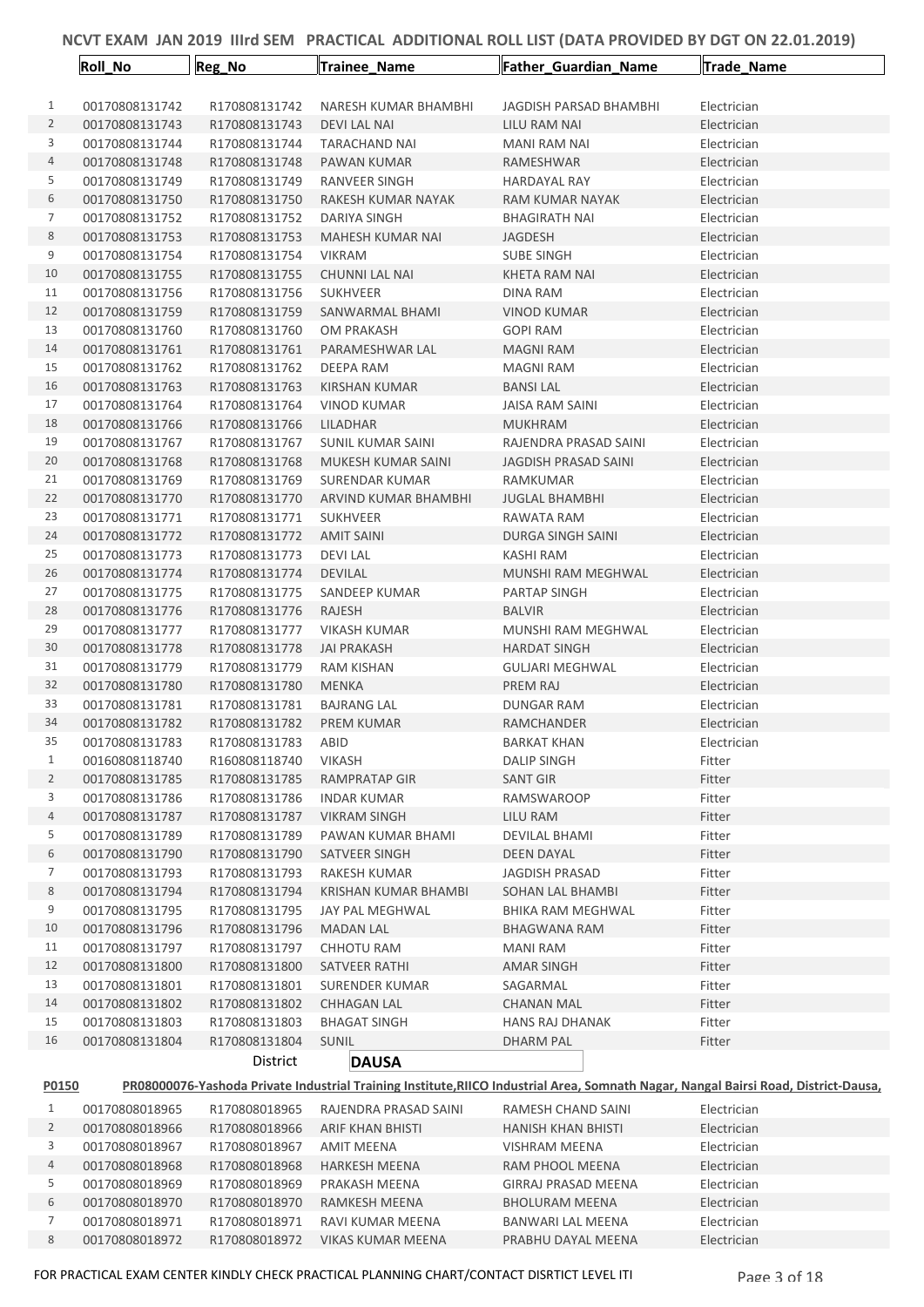# NCVT EXAM JAN 2019 IIIrd SEM PRACTICAL ADDITIONAL ROLL LIST (DATA PROVIDED BY DGT ON 22.01.2019)

| | Roll_No | Reg_No | Trainee_Name | Father_Guardian_Name | Trade_Name |
|---|---|---|---|---|---|
| 1 | 00170808131742 | R170808131742 | NARESH KUMAR BHAMBHI | JAGDISH PARSAD BHAMBHI | Electrician |
| 2 | 00170808131743 | R170808131743 | DEVI LAL NAI | LILU RAM NAI | Electrician |
| 3 | 00170808131744 | R170808131744 | TARACHAND NAI | MANI RAM NAI | Electrician |
| 4 | 00170808131748 | R170808131748 | PAWAN KUMAR | RAMESHWAR | Electrician |
| 5 | 00170808131749 | R170808131749 | RANVEER SINGH | HARDAYAL RAY | Electrician |
| 6 | 00170808131750 | R170808131750 | RAKESH KUMAR NAYAK | RAM KUMAR NAYAK | Electrician |
| 7 | 00170808131752 | R170808131752 | DARIYA SINGH | BHAGIRATH NAI | Electrician |
| 8 | 00170808131753 | R170808131753 | MAHESH KUMAR NAI | JAGDESH | Electrician |
| 9 | 00170808131754 | R170808131754 | VIKRAM | SUBE SINGH | Electrician |
| 10 | 00170808131755 | R170808131755 | CHUNNI LAL NAI | KHETA RAM NAI | Electrician |
| 11 | 00170808131756 | R170808131756 | SUKHVEER | DINA RAM | Electrician |
| 12 | 00170808131759 | R170808131759 | SANWARMAL BHAMI | VINOD KUMAR | Electrician |
| 13 | 00170808131760 | R170808131760 | OM PRAKASH | GOPI RAM | Electrician |
| 14 | 00170808131761 | R170808131761 | PARAMESHWAR LAL | MAGNI RAM | Electrician |
| 15 | 00170808131762 | R170808131762 | DEEPA RAM | MAGNI RAM | Electrician |
| 16 | 00170808131763 | R170808131763 | KIRSHAN KUMAR | BANSI LAL | Electrician |
| 17 | 00170808131764 | R170808131764 | VINOD KUMAR | JAISA RAM SAINI | Electrician |
| 18 | 00170808131766 | R170808131766 | LILADHAR | MUKHRAM | Electrician |
| 19 | 00170808131767 | R170808131767 | SUNIL KUMAR SAINI | RAJENDRA PRASAD SAINI | Electrician |
| 20 | 00170808131768 | R170808131768 | MUKESH KUMAR SAINI | JAGDISH PRASAD SAINI | Electrician |
| 21 | 00170808131769 | R170808131769 | SURENDAR KUMAR | RAMKUMAR | Electrician |
| 22 | 00170808131770 | R170808131770 | ARVIND KUMAR BHAMBHI | JUGLAL BHAMBHI | Electrician |
| 23 | 00170808131771 | R170808131771 | SUKHVEER | RAWATA RAM | Electrician |
| 24 | 00170808131772 | R170808131772 | AMIT SAINI | DURGA SINGH SAINI | Electrician |
| 25 | 00170808131773 | R170808131773 | DEVI LAL | KASHI RAM | Electrician |
| 26 | 00170808131774 | R170808131774 | DEVILAL | MUNSHI RAM MEGHWAL | Electrician |
| 27 | 00170808131775 | R170808131775 | SANDEEP KUMAR | PARTAP SINGH | Electrician |
| 28 | 00170808131776 | R170808131776 | RAJESH | BALVIR | Electrician |
| 29 | 00170808131777 | R170808131777 | VIKASH KUMAR | MUNSHI RAM MEGHWAL | Electrician |
| 30 | 00170808131778 | R170808131778 | JAI PRAKASH | HARDAT SINGH | Electrician |
| 31 | 00170808131779 | R170808131779 | RAM KISHAN | GULJARI MEGHWAL | Electrician |
| 32 | 00170808131780 | R170808131780 | MENKA | PREM RAJ | Electrician |
| 33 | 00170808131781 | R170808131781 | BAJRANG LAL | DUNGAR RAM | Electrician |
| 34 | 00170808131782 | R170808131782 | PREM KUMAR | RAMCHANDER | Electrician |
| 35 | 00170808131783 | R170808131783 | ABID | BARKAT KHAN | Electrician |
| 1 | 00160808118740 | R160808118740 | VIKASH | DALIP SINGH | Fitter |
| 2 | 00170808131785 | R170808131785 | RAMPRATAP GIR | SANT GIR | Fitter |
| 3 | 00170808131786 | R170808131786 | INDAR KUMAR | RAMSWAROOP | Fitter |
| 4 | 00170808131787 | R170808131787 | VIKRAM SINGH | LILU RAM | Fitter |
| 5 | 00170808131789 | R170808131789 | PAWAN KUMAR BHAMI | DEVILAL BHAMI | Fitter |
| 6 | 00170808131790 | R170808131790 | SATVEER SINGH | DEEN DAYAL | Fitter |
| 7 | 00170808131793 | R170808131793 | RAKESH KUMAR | JAGDISH PRASAD | Fitter |
| 8 | 00170808131794 | R170808131794 | KRISHAN KUMAR BHAMBI | SOHAN LAL BHAMBI | Fitter |
| 9 | 00170808131795 | R170808131795 | JAY PAL MEGHWAL | BHIKA RAM MEGHWAL | Fitter |
| 10 | 00170808131796 | R170808131796 | MADAN LAL | BHAGWANA RAM | Fitter |
| 11 | 00170808131797 | R170808131797 | CHHOTU RAM | MANI RAM | Fitter |
| 12 | 00170808131800 | R170808131800 | SATVEER RATHI | AMAR SINGH | Fitter |
| 13 | 00170808131801 | R170808131801 | SURENDER KUMAR | SAGARMAL | Fitter |
| 14 | 00170808131802 | R170808131802 | CHHAGAN LAL | CHANAN MAL | Fitter |
| 15 | 00170808131803 | R170808131803 | BHAGAT SINGH | HANS RAJ DHANAK | Fitter |
| 16 | 00170808131804 | R170808131804 | SUNIL | DHARM PAL | Fitter |

District **DAUSA**

**P0150** **PR08000076-Yashoda Private Industrial Training Institute,RIICO Industrial Area, Somnath Nagar, Nangal Bairsi Road, District-Dausa,**

| | Roll_No | Reg_No | Trainee_Name | Father_Guardian_Name | Trade_Name |
|---|---|---|---|---|---|
| 1 | 00170808018965 | R170808018965 | RAJENDRA PRASAD SAINI | RAMESH CHAND SAINI | Electrician |
| 2 | 00170808018966 | R170808018966 | ARIF KHAN BHISTI | HANISH KHAN BHISTI | Electrician |
| 3 | 00170808018967 | R170808018967 | AMIT MEENA | VISHRAM MEENA | Electrician |
| 4 | 00170808018968 | R170808018968 | HARKESH MEENA | RAM PHOOL MEENA | Electrician |
| 5 | 00170808018969 | R170808018969 | PRAKASH MEENA | GIRRAJ PRASAD MEENA | Electrician |
| 6 | 00170808018970 | R170808018970 | RAMKESH MEENA | BHOLURAM MEENA | Electrician |
| 7 | 00170808018971 | R170808018971 | RAVI KUMAR MEENA | BANWARI LAL MEENA | Electrician |
| 8 | 00170808018972 | R170808018972 | VIKAS KUMAR MEENA | PRABHU DAYAL MEENA | Electrician |

FOR PRACTICAL EXAM CENTER KINDLY CHECK PRACTICAL PLANNING CHART/CONTACT DISRTICT LEVEL ITI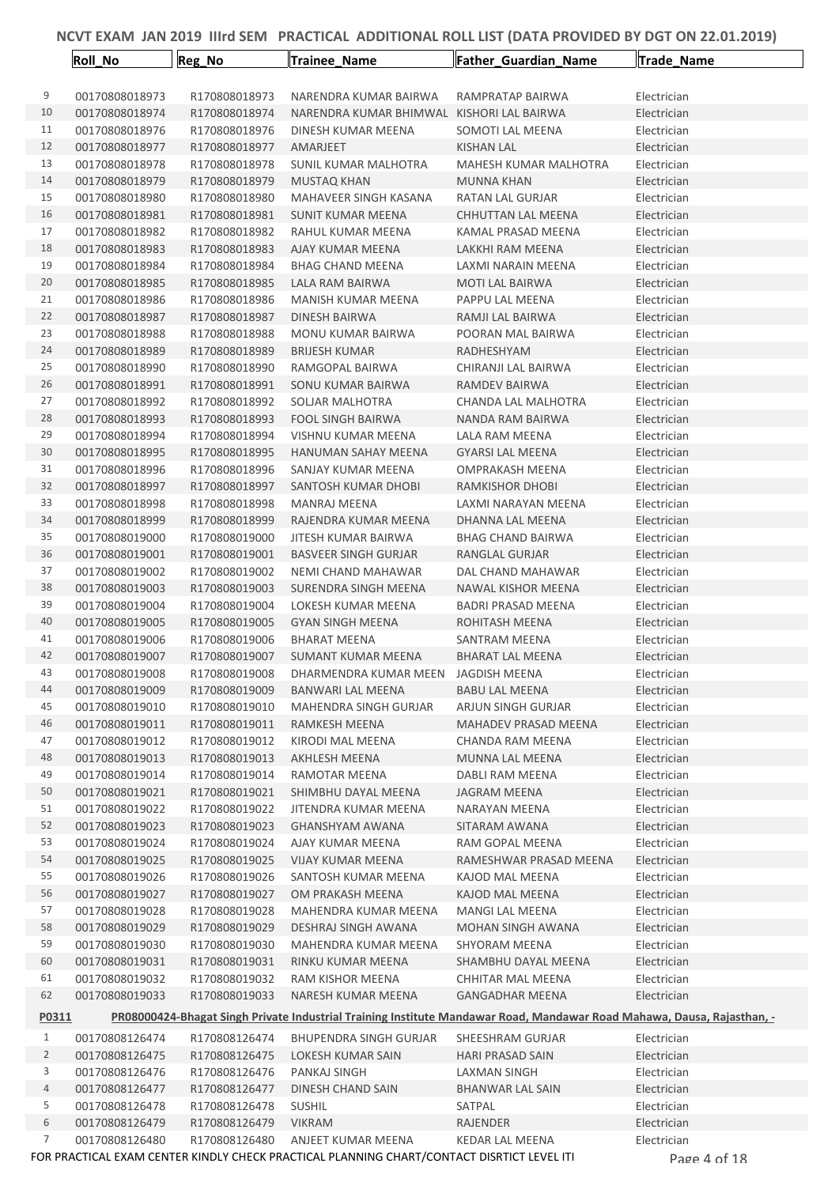# NCVT EXAM JAN 2019 IIIrd SEM PRACTICAL ADDITIONAL ROLL LIST (DATA PROVIDED BY DGT ON 22.01.2019)

| | Roll_No | Reg_No | Trainee_Name | Father_Guardian_Name | Trade_Name |
|---|---|---|---|---|---|
| 9 | 00170808018973 | R170808018973 | NARENDRA KUMAR BAIRWA | RAMPRATAP BAIRWA | Electrician |
| 10 | 00170808018974 | R170808018974 | NARENDRA KUMAR BHIMWAL | KISHORI LAL BAIRWA | Electrician |
| 11 | 00170808018976 | R170808018976 | DINESH KUMAR MEENA | SOMOTI LAL MEENA | Electrician |
| 12 | 00170808018977 | R170808018977 | AMARJEET | KISHAN LAL | Electrician |
| 13 | 00170808018978 | R170808018978 | SUNIL KUMAR MALHOTRA | MAHESH KUMAR MALHOTRA | Electrician |
| 14 | 00170808018979 | R170808018979 | MUSTAQ KHAN | MUNNA KHAN | Electrician |
| 15 | 00170808018980 | R170808018980 | MAHAVEER SINGH KASANA | RATAN LAL GURJAR | Electrician |
| 16 | 00170808018981 | R170808018981 | SUNIT KUMAR MEENA | CHHUTTAN LAL MEENA | Electrician |
| 17 | 00170808018982 | R170808018982 | RAHUL KUMAR MEENA | KAMAL PRASAD MEENA | Electrician |
| 18 | 00170808018983 | R170808018983 | AJAY KUMAR MEENA | LAKKHI RAM MEENA | Electrician |
| 19 | 00170808018984 | R170808018984 | BHAG CHAND MEENA | LAXMI NARAIN MEENA | Electrician |
| 20 | 00170808018985 | R170808018985 | LALA RAM BAIRWA | MOTI LAL BAIRWA | Electrician |
| 21 | 00170808018986 | R170808018986 | MANISH KUMAR MEENA | PAPPU LAL MEENA | Electrician |
| 22 | 00170808018987 | R170808018987 | DINESH BAIRWA | RAMJI LAL BAIRWA | Electrician |
| 23 | 00170808018988 | R170808018988 | MONU KUMAR BAIRWA | POORAN MAL BAIRWA | Electrician |
| 24 | 00170808018989 | R170808018989 | BRIJESH KUMAR | RADHESHYAM | Electrician |
| 25 | 00170808018990 | R170808018990 | RAMGOPAL BAIRWA | CHIRANJI LAL BAIRWA | Electrician |
| 26 | 00170808018991 | R170808018991 | SONU KUMAR BAIRWA | RAMDEV BAIRWA | Electrician |
| 27 | 00170808018992 | R170808018992 | SOLJAR MALHOTRA | CHANDA LAL MALHOTRA | Electrician |
| 28 | 00170808018993 | R170808018993 | FOOL SINGH BAIRWA | NANDA RAM BAIRWA | Electrician |
| 29 | 00170808018994 | R170808018994 | VISHNU KUMAR MEENA | LALA RAM MEENA | Electrician |
| 30 | 00170808018995 | R170808018995 | HANUMAN SAHAY MEENA | GYARSI LAL MEENA | Electrician |
| 31 | 00170808018996 | R170808018996 | SANJAY KUMAR MEENA | OMPRAKASH MEENA | Electrician |
| 32 | 00170808018997 | R170808018997 | SANTOSH KUMAR DHOBI | RAMKISHOR DHOBI | Electrician |
| 33 | 00170808018998 | R170808018998 | MANRAJ MEENA | LAXMI NARAYAN MEENA | Electrician |
| 34 | 00170808018999 | R170808018999 | RAJENDRA KUMAR MEENA | DHANNA LAL MEENA | Electrician |
| 35 | 00170808019000 | R170808019000 | JITESH KUMAR BAIRWA | BHAG CHAND BAIRWA | Electrician |
| 36 | 00170808019001 | R170808019001 | BASVEER SINGH GURJAR | RANGLAL GURJAR | Electrician |
| 37 | 00170808019002 | R170808019002 | NEMI CHAND MAHAWAR | DAL CHAND MAHAWAR | Electrician |
| 38 | 00170808019003 | R170808019003 | SURENDRA SINGH MEENA | NAWAL KISHOR MEENA | Electrician |
| 39 | 00170808019004 | R170808019004 | LOKESH KUMAR MEENA | BADRI PRASAD MEENA | Electrician |
| 40 | 00170808019005 | R170808019005 | GYAN SINGH MEENA | ROHITASH MEENA | Electrician |
| 41 | 00170808019006 | R170808019006 | BHARAT MEENA | SANTRAM MEENA | Electrician |
| 42 | 00170808019007 | R170808019007 | SUMANT KUMAR MEENA | BHARAT LAL MEENA | Electrician |
| 43 | 00170808019008 | R170808019008 | DHARMENDRA KUMAR MEEN | JAGDISH MEENA | Electrician |
| 44 | 00170808019009 | R170808019009 | BANWARI LAL MEENA | BABU LAL MEENA | Electrician |
| 45 | 00170808019010 | R170808019010 | MAHENDRA SINGH GURJAR | ARJUN SINGH GURJAR | Electrician |
| 46 | 00170808019011 | R170808019011 | RAMKESH MEENA | MAHADEV PRASAD MEENA | Electrician |
| 47 | 00170808019012 | R170808019012 | KIRODI MAL MEENA | CHANDA RAM MEENA | Electrician |
| 48 | 00170808019013 | R170808019013 | AKHLESH MEENA | MUNNA LAL MEENA | Electrician |
| 49 | 00170808019014 | R170808019014 | RAMOTAR MEENA | DABLI RAM MEENA | Electrician |
| 50 | 00170808019021 | R170808019021 | SHIMBHU DAYAL MEENA | JAGRAM MEENA | Electrician |
| 51 | 00170808019022 | R170808019022 | JITENDRA KUMAR MEENA | NARAYAN MEENA | Electrician |
| 52 | 00170808019023 | R170808019023 | GHANSHYAM AWANA | SITARAM AWANA | Electrician |
| 53 | 00170808019024 | R170808019024 | AJAY KUMAR MEENA | RAM GOPAL MEENA | Electrician |
| 54 | 00170808019025 | R170808019025 | VIJAY KUMAR MEENA | RAMESHWAR PRASAD MEENA | Electrician |
| 55 | 00170808019026 | R170808019026 | SANTOSH KUMAR MEENA | KAJOD MAL MEENA | Electrician |
| 56 | 00170808019027 | R170808019027 | OM PRAKASH MEENA | KAJOD MAL MEENA | Electrician |
| 57 | 00170808019028 | R170808019028 | MAHENDRA KUMAR MEENA | MANGI LAL MEENA | Electrician |
| 58 | 00170808019029 | R170808019029 | DESHRAJ SINGH AWANA | MOHAN SINGH AWANA | Electrician |
| 59 | 00170808019030 | R170808019030 | MAHENDRA KUMAR MEENA | SHYORAM MEENA | Electrician |
| 60 | 00170808019031 | R170808019031 | RINKU KUMAR MEENA | SHAMBHU DAYAL MEENA | Electrician |
| 61 | 00170808019032 | R170808019032 | RAM KISHOR MEENA | CHHITAR MAL MEENA | Electrician |
| 62 | 00170808019033 | R170808019033 | NARESH KUMAR MEENA | GANGADHAR MEENA | Electrician |
| **P0311** | **PR08000424-Bhagat Singh Private Industrial Training Institute Mandawar Road, Mandawar Road Mahawa, Dausa, Rajasthan, -** | | | | |
| 1 | 00170808126474 | R170808126474 | BHUPENDRA SINGH GURJAR | SHEESHRAM GURJAR | Electrician |
| 2 | 00170808126475 | R170808126475 | LOKESH KUMAR SAIN | HARI PRASAD SAIN | Electrician |
| 3 | 00170808126476 | R170808126476 | PANKAJ SINGH | LAXMAN SINGH | Electrician |
| 4 | 00170808126477 | R170808126477 | DINESH CHAND SAIN | BHANWAR LAL SAIN | Electrician |
| 5 | 00170808126478 | R170808126478 | SUSHIL | SATPAL | Electrician |
| 6 | 00170808126479 | R170808126479 | VIKRAM | RAJENDER | Electrician |
| 7 | 00170808126480 | R170808126480 | ANJEET KUMAR MEENA | KEDAR LAL MEENA | Electrician |

FOR PRACTICAL EXAM CENTER KINDLY CHECK PRACTICAL PLANNING CHART/CONTACT DISRTICT LEVEL ITI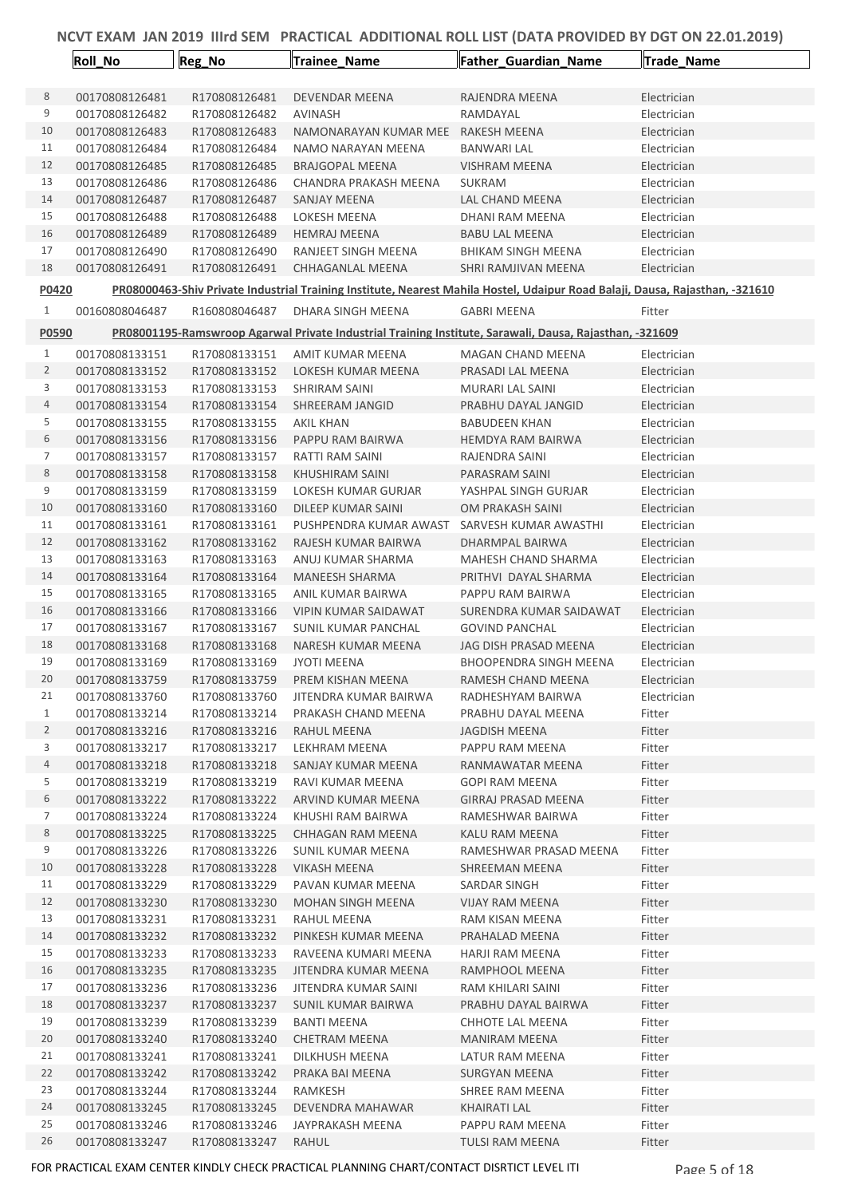# NCVT EXAM JAN 2019 IIIrd SEM PRACTICAL ADDITIONAL ROLL LIST (DATA PROVIDED BY DGT ON 22.01.2019)

| | Roll_No | Reg_No | Trainee_Name | Father_Guardian_Name | Trade_Name |
|---|---|---|---|---|---|
| 8 | 00170808126481 | R170808126481 | DEVENDAR MEENA | RAJENDRA MEENA | Electrician |
| 9 | 00170808126482 | R170808126482 | AVINASH | RAMDAYAL | Electrician |
| 10 | 00170808126483 | R170808126483 | NAMONARAYAN KUMAR MEE | RAKESH MEENA | Electrician |
| 11 | 00170808126484 | R170808126484 | NAMO NARAYAN MEENA | BANWARI LAL | Electrician |
| 12 | 00170808126485 | R170808126485 | BRAJGOPAL MEENA | VISHRAM MEENA | Electrician |
| 13 | 00170808126486 | R170808126486 | CHANDRA PRAKASH MEENA | SUKRAM | Electrician |
| 14 | 00170808126487 | R170808126487 | SANJAY MEENA | LAL CHAND MEENA | Electrician |
| 15 | 00170808126488 | R170808126488 | LOKESH MEENA | DHANI RAM MEENA | Electrician |
| 16 | 00170808126489 | R170808126489 | HEMRAJ MEENA | BABU LAL MEENA | Electrician |
| 17 | 00170808126490 | R170808126490 | RANJEET SINGH MEENA | BHIKAM SINGH MEENA | Electrician |
| 18 | 00170808126491 | R170808126491 | CHHAGANLAL MEENA | SHRI RAMJIVAN MEENA | Electrician |
| **P0420** | **PR08000463-Shiv Private Industrial Training Institute, Nearest Mahila Hostel, Udaipur Road Balaji, Dausa, Rajasthan, -321610** | | | | |
| 1 | 00160808046487 | R160808046487 | DHARA SINGH MEENA | GABRI MEENA | Fitter |
| **P0590** | **PR08001195-Ramswroop Agarwal Private Industrial Training Institute, Sarawali, Dausa, Rajasthan, -321609** | | | | |
| 1 | 00170808133151 | R170808133151 | AMIT KUMAR MEENA | MAGAN CHAND MEENA | Electrician |
| 2 | 00170808133152 | R170808133152 | LOKESH KUMAR MEENA | PRASADI LAL MEENA | Electrician |
| 3 | 00170808133153 | R170808133153 | SHRIRAM SAINI | MURARI LAL SAINI | Electrician |
| 4 | 00170808133154 | R170808133154 | SHREERAM JANGID | PRABHU DAYAL JANGID | Electrician |
| 5 | 00170808133155 | R170808133155 | AKIL KHAN | BABUDEEN KHAN | Electrician |
| 6 | 00170808133156 | R170808133156 | PAPPU RAM BAIRWA | HEMDYA RAM BAIRWA | Electrician |
| 7 | 00170808133157 | R170808133157 | RATTI RAM SAINI | RAJENDRA SAINI | Electrician |
| 8 | 00170808133158 | R170808133158 | KHUSHIRAM SAINI | PARASRAM SAINI | Electrician |
| 9 | 00170808133159 | R170808133159 | LOKESH KUMAR GURJAR | YASHPAL SINGH GURJAR | Electrician |
| 10 | 00170808133160 | R170808133160 | DILEEP KUMAR SAINI | OM PRAKASH SAINI | Electrician |
| 11 | 00170808133161 | R170808133161 | PUSHPENDRA KUMAR AWAST | SARVESH KUMAR AWASTHI | Electrician |
| 12 | 00170808133162 | R170808133162 | RAJESH KUMAR BAIRWA | DHARMPAL BAIRWA | Electrician |
| 13 | 00170808133163 | R170808133163 | ANUJ KUMAR SHARMA | MAHESH CHAND SHARMA | Electrician |
| 14 | 00170808133164 | R170808133164 | MANEESH SHARMA | PRITHVI DAYAL SHARMA | Electrician |
| 15 | 00170808133165 | R170808133165 | ANIL KUMAR BAIRWA | PAPPU RAM BAIRWA | Electrician |
| 16 | 00170808133166 | R170808133166 | VIPIN KUMAR SAIDAWAT | SURENDRA KUMAR SAIDAWAT | Electrician |
| 17 | 00170808133167 | R170808133167 | SUNIL KUMAR PANCHAL | GOVIND PANCHAL | Electrician |
| 18 | 00170808133168 | R170808133168 | NARESH KUMAR MEENA | JAG DISH PRASAD MEENA | Electrician |
| 19 | 00170808133169 | R170808133169 | JYOTI MEENA | BHOOPENDRA SINGH MEENA | Electrician |
| 20 | 00170808133759 | R170808133759 | PREM KISHAN MEENA | RAMESH CHAND MEENA | Electrician |
| 21 | 00170808133760 | R170808133760 | JITENDRA KUMAR BAIRWA | RADHESHYAM BAIRWA | Electrician |
| 1 | 00170808133214 | R170808133214 | PRAKASH CHAND MEENA | PRABHU DAYAL MEENA | Fitter |
| 2 | 00170808133216 | R170808133216 | RAHUL MEENA | JAGDISH MEENA | Fitter |
| 3 | 00170808133217 | R170808133217 | LEKHRAM MEENA | PAPPU RAM MEENA | Fitter |
| 4 | 00170808133218 | R170808133218 | SANJAY KUMAR MEENA | RANMAWATAR MEENA | Fitter |
| 5 | 00170808133219 | R170808133219 | RAVI KUMAR MEENA | GOPI RAM MEENA | Fitter |
| 6 | 00170808133222 | R170808133222 | ARVIND KUMAR MEENA | GIRRAJ PRASAD MEENA | Fitter |
| 7 | 00170808133224 | R170808133224 | KHUSHI RAM BAIRWA | RAMESHWAR BAIRWA | Fitter |
| 8 | 00170808133225 | R170808133225 | CHHAGAN RAM MEENA | KALU RAM MEENA | Fitter |
| 9 | 00170808133226 | R170808133226 | SUNIL KUMAR MEENA | RAMESHWAR PRASAD MEENA | Fitter |
| 10 | 00170808133228 | R170808133228 | VIKASH MEENA | SHREEMAN MEENA | Fitter |
| 11 | 00170808133229 | R170808133229 | PAVAN KUMAR MEENA | SARDAR SINGH | Fitter |
| 12 | 00170808133230 | R170808133230 | MOHAN SINGH MEENA | VIJAY RAM MEENA | Fitter |
| 13 | 00170808133231 | R170808133231 | RAHUL MEENA | RAM KISAN MEENA | Fitter |
| 14 | 00170808133232 | R170808133232 | PINKESH KUMAR MEENA | PRAHALAD MEENA | Fitter |
| 15 | 00170808133233 | R170808133233 | RAVEENA KUMARI MEENA | HARJI RAM MEENA | Fitter |
| 16 | 00170808133235 | R170808133235 | JITENDRA KUMAR MEENA | RAMPHOOL MEENA | Fitter |
| 17 | 00170808133236 | R170808133236 | JITENDRA KUMAR SAINI | RAM KHILARI SAINI | Fitter |
| 18 | 00170808133237 | R170808133237 | SUNIL KUMAR BAIRWA | PRABHU DAYAL BAIRWA | Fitter |
| 19 | 00170808133239 | R170808133239 | BANTI MEENA | CHHOTE LAL MEENA | Fitter |
| 20 | 00170808133240 | R170808133240 | CHETRAM MEENA | MANIRAM MEENA | Fitter |
| 21 | 00170808133241 | R170808133241 | DILKHUSH MEENA | LATUR RAM MEENA | Fitter |
| 22 | 00170808133242 | R170808133242 | PRAKA BAI MEENA | SURGYAN MEENA | Fitter |
| 23 | 00170808133244 | R170808133244 | RAMKESH | SHREE RAM MEENA | Fitter |
| 24 | 00170808133245 | R170808133245 | DEVENDRA MAHAWAR | KHAIRATI LAL | Fitter |
| 25 | 00170808133246 | R170808133246 | JAYPRAKASH MEENA | PAPPU RAM MEENA | Fitter |
| 26 | 00170808133247 | R170808133247 | RAHUL | TULSI RAM MEENA | Fitter |

FOR PRACTICAL EXAM CENTER KINDLY CHECK PRACTICAL PLANNING CHART/CONTACT DISRTICT LEVEL ITI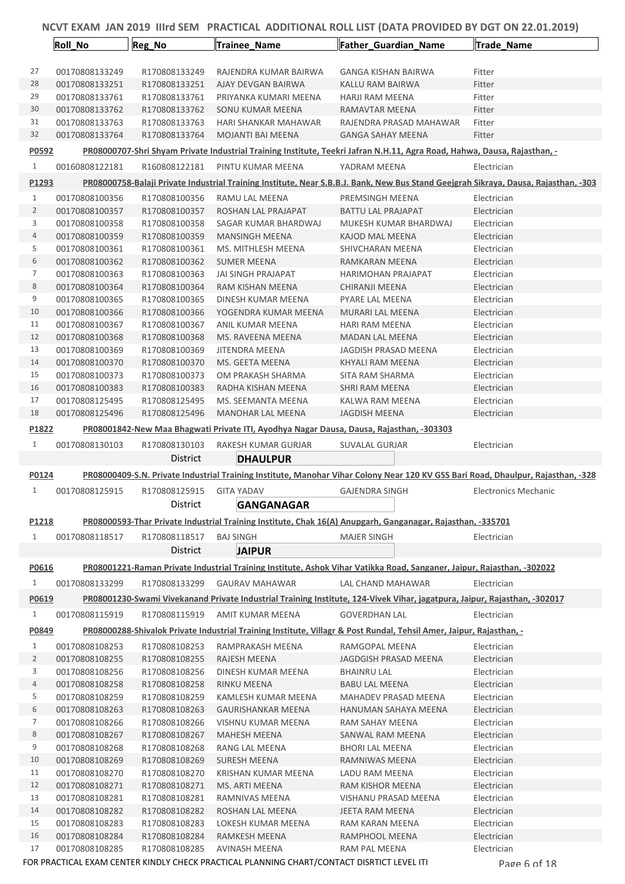# NCVT EXAM JAN 2019 IIIrd SEM PRACTICAL ADDITIONAL ROLL LIST (DATA PROVIDED BY DGT ON 22.01.2019)

| | Roll_No | Reg_No | Trainee_Name | Father_Guardian_Name | Trade_Name |
|---|---|---|---|---|---|
| 27 | 00170808133249 | R170808133249 | RAJENDRA KUMAR BAIRWA | GANGA KISHAN BAIRWA | Fitter |
| 28 | 00170808133251 | R170808133251 | AJAY DEVGAN BAIRWA | KALLU RAM BAIRWA | Fitter |
| 29 | 00170808133761 | R170808133761 | PRIYANKA KUMARI MEENA | HARJI RAM MEENA | Fitter |
| 30 | 00170808133762 | R170808133762 | SONU KUMAR MEENA | RAMAVTAR MEENA | Fitter |
| 31 | 00170808133763 | R170808133763 | HARI SHANKAR MAHAWAR | RAJENDRA PRASAD MAHAWAR | Fitter |
| 32 | 00170808133764 | R170808133764 | MOJANTI BAI MEENA | GANGA SAHAY MEENA | Fitter |
| **P0592** | **PR08000707-Shri Shyam Private Industrial Training Institute, Teekri Jafran N.H.11, Agra Road, Hahwa, Dausa, Rajasthan, -** | | | | |
| 1 | 00160808122181 | R160808122181 | PINTU KUMAR MEENA | YADRAM MEENA | Electrician |
| **P1293** | **PR08000758-Balaji Private Industrial Training Institute, Near S.B.B.J. Bank, New Bus Stand Geejgrah Sikraya, Dausa, Rajasthan, -303** | | | | |
| 1 | 00170808100356 | R170808100356 | RAMU LAL MEENA | PREMSINGH MEENA | Electrician |
| 2 | 00170808100357 | R170808100357 | ROSHAN LAL PRAJAPAT | BATTU LAL PRAJAPAT | Electrician |
| 3 | 00170808100358 | R170808100358 | SAGAR KUMAR BHARDWAJ | MUKESH KUMAR BHARDWAJ | Electrician |
| 4 | 00170808100359 | R170808100359 | MANSINGH MEENA | KAJOD MAL MEENA | Electrician |
| 5 | 00170808100361 | R170808100361 | MS. MITHLESH MEENA | SHIVCHARAN MEENA | Electrician |
| 6 | 00170808100362 | R170808100362 | SUMER MEENA | RAMKARAN MEENA | Electrician |
| 7 | 00170808100363 | R170808100363 | JAI SINGH PRAJAPAT | HARIMOHAN PRAJAPAT | Electrician |
| 8 | 00170808100364 | R170808100364 | RAM KISHAN MEENA | CHIRANJI MEENA | Electrician |
| 9 | 00170808100365 | R170808100365 | DINESH KUMAR MEENA | PYARE LAL MEENA | Electrician |
| 10 | 00170808100366 | R170808100366 | YOGENDRA KUMAR MEENA | MURARI LAL MEENA | Electrician |
| 11 | 00170808100367 | R170808100367 | ANIL KUMAR MEENA | HARI RAM MEENA | Electrician |
| 12 | 00170808100368 | R170808100368 | MS. RAVEENA MEENA | MADAN LAL MEENA | Electrician |
| 13 | 00170808100369 | R170808100369 | JITENDRA MEENA | JAGDISH PRASAD MEENA | Electrician |
| 14 | 00170808100370 | R170808100370 | MS. GEETA MEENA | KHYALI RAM MEENA | Electrician |
| 15 | 00170808100373 | R170808100373 | OM PRAKASH SHARMA | SITA RAM SHARMA | Electrician |
| 16 | 00170808100383 | R170808100383 | RADHA KISHAN MEENA | SHRI RAM MEENA | Electrician |
| 17 | 00170808125495 | R170808125495 | MS. SEEMANTA MEENA | KALWA RAM MEENA | Electrician |
| 18 | 00170808125496 | R170808125496 | MANOHAR LAL MEENA | JAGDISH MEENA | Electrician |
| **P1822** | **PR08001842-New Maa Bhagwati Private ITI, Ayodhya Nagar Dausa, Dausa, Rajasthan, -303303** | | | | |
| 1 | 00170808130103 | R170808130103 | RAKESH KUMAR GURJAR | SUVALAL GURJAR | Electrician |
| | | District | **DHAULPUR** | | |
| **P0124** | **PR08000409-S.N. Private Industrial Training Institute, Manohar Vihar Colony Near 120 KV GSS Bari Road, Dhaulpur, Rajasthan, -328** | | | | |
| 1 | 00170808125915 | R170808125915 | GITA YADAV | GAJENDRA SINGH | Electronics Mechanic |
| | | District | **GANGANAGAR** | | |
| **P1218** | **PR08000593-Thar Private Industrial Training Institute, Chak 16(A) Anupgarh, Ganganagar, Rajasthan, -335701** | | | | |
| 1 | 00170808118517 | R170808118517 | BAJ SINGH | MAJER SINGH | Electrician |
| | | District | **JAIPUR** | | |
| **P0616** | **PR08001221-Raman Private Industrial Training Institute, Ashok Vihar Vatikka Road, Sanganer, Jaipur, Rajasthan, -302022** | | | | |
| 1 | 00170808133299 | R170808133299 | GAURAV MAHAWAR | LAL CHAND MAHAWAR | Electrician |
| **P0619** | **PR08001230-Swami Vivekanand Private Industrial Training Institute, 124-Vivek Vihar, jagatpura, Jaipur, Rajasthan, -302017** | | | | |
| 1 | 00170808115919 | R170808115919 | AMIT KUMAR MEENA | GOVERDHAN LAL | Electrician |
| **P0849** | **PR08000288-Shivalok Private Industrial Training Institute, Villagr & Post Rundal, Tehsil Amer, Jaipur, Rajasthan, -** | | | | |
| 1 | 00170808108253 | R170808108253 | RAMPRAKASH MEENA | RAMGOPAL MEENA | Electrician |
| 2 | 00170808108255 | R170808108255 | RAJESH MEENA | JAGDGISH PRASAD MEENA | Electrician |
| 3 | 00170808108256 | R170808108256 | DINESH KUMAR MEENA | BHAINRU LAL | Electrician |
| 4 | 00170808108258 | R170808108258 | RINKU MEENA | BABU LAL MEENA | Electrician |
| 5 | 00170808108259 | R170808108259 | KAMLESH KUMAR MEENA | MAHADEV PRASAD MEENA | Electrician |
| 6 | 00170808108263 | R170808108263 | GAURISHANKAR MEENA | HANUMAN SAHAYA MEENA | Electrician |
| 7 | 00170808108266 | R170808108266 | VISHNU KUMAR MEENA | RAM SAHAY MEENA | Electrician |
| 8 | 00170808108267 | R170808108267 | MAHESH MEENA | SANWAL RAM MEENA | Electrician |
| 9 | 00170808108268 | R170808108268 | RANG LAL MEENA | BHORI LAL MEENA | Electrician |
| 10 | 00170808108269 | R170808108269 | SURESH MEENA | RAMNIWAS MEENA | Electrician |
| 11 | 00170808108270 | R170808108270 | KRISHAN KUMAR MEENA | LADU RAM MEENA | Electrician |
| 12 | 00170808108271 | R170808108271 | MS. ARTI MEENA | RAM KISHOR MEENA | Electrician |
| 13 | 00170808108281 | R170808108281 | RAMNIVAS MEENA | VISHANU PRASAD MEENA | Electrician |
| 14 | 00170808108282 | R170808108282 | ROSHAN LAL MEENA | JEETA RAM MEENA | Electrician |
| 15 | 00170808108283 | R170808108283 | LOKESH KUMAR MEENA | RAM KARAN MEENA | Electrician |
| 16 | 00170808108284 | R170808108284 | RAMKESH MEENA | RAMPHOOL MEENA | Electrician |
| 17 | 00170808108285 | R170808108285 | AVINASH MEENA | RAM PAL MEENA | Electrician |

FOR PRACTICAL EXAM CENTER KINDLY CHECK PRACTICAL PLANNING CHART/CONTACT DISRTICT LEVEL ITI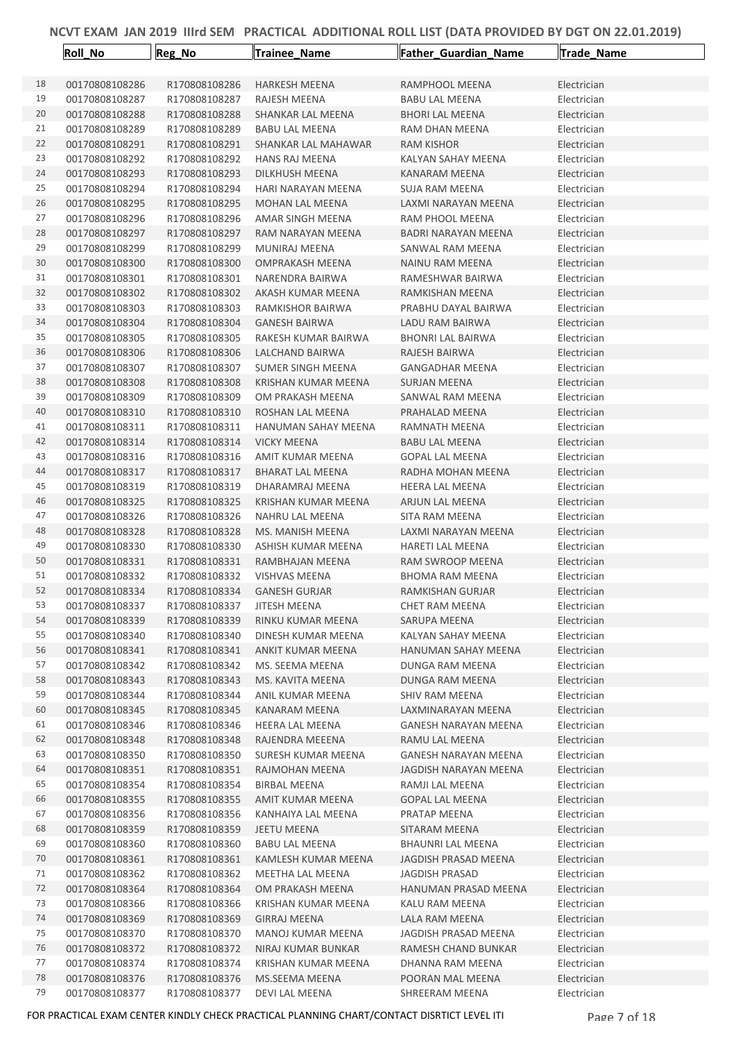# NCVT EXAM JAN 2019 IIIrd SEM PRACTICAL ADDITIONAL ROLL LIST (DATA PROVIDED BY DGT ON 22.01.2019)

| | Roll_No | Reg_No | Trainee_Name | Father_Guardian_Name | Trade_Name |
|---|---|---|---|---|---|
| 18 | 00170808108286 | R170808108286 | HARKESH MEENA | RAMPHOOL MEENA | Electrician |
| 19 | 00170808108287 | R170808108287 | RAJESH MEENA | BABU LAL MEENA | Electrician |
| 20 | 00170808108288 | R170808108288 | SHANKAR LAL MEENA | BHORI LAL MEENA | Electrician |
| 21 | 00170808108289 | R170808108289 | BABU LAL MEENA | RAM DHAN MEENA | Electrician |
| 22 | 00170808108291 | R170808108291 | SHANKAR LAL MAHAWAR | RAM KISHOR | Electrician |
| 23 | 00170808108292 | R170808108292 | HANS RAJ MEENA | KALYAN SAHAY MEENA | Electrician |
| 24 | 00170808108293 | R170808108293 | DILKHUSH MEENA | KANARAM MEENA | Electrician |
| 25 | 00170808108294 | R170808108294 | HARI NARAYAN MEENA | SUJA RAM MEENA | Electrician |
| 26 | 00170808108295 | R170808108295 | MOHAN LAL MEENA | LAXMI NARAYAN MEENA | Electrician |
| 27 | 00170808108296 | R170808108296 | AMAR SINGH MEENA | RAM PHOOL MEENA | Electrician |
| 28 | 00170808108297 | R170808108297 | RAM NARAYAN MEENA | BADRI NARAYAN MEENA | Electrician |
| 29 | 00170808108299 | R170808108299 | MUNIRAJ MEENA | SANWAL RAM MEENA | Electrician |
| 30 | 00170808108300 | R170808108300 | OMPRAKASH MEENA | NAINU RAM MEENA | Electrician |
| 31 | 00170808108301 | R170808108301 | NARENDRA BAIRWA | RAMESHWAR BAIRWA | Electrician |
| 32 | 00170808108302 | R170808108302 | AKASH KUMAR MEENA | RAMKISHAN MEENA | Electrician |
| 33 | 00170808108303 | R170808108303 | RAMKISHOR BAIRWA | PRABHU DAYAL BAIRWA | Electrician |
| 34 | 00170808108304 | R170808108304 | GANESH BAIRWA | LADU RAM BAIRWA | Electrician |
| 35 | 00170808108305 | R170808108305 | RAKESH KUMAR BAIRWA | BHONRI LAL BAIRWA | Electrician |
| 36 | 00170808108306 | R170808108306 | LALCHAND BAIRWA | RAJESH BAIRWA | Electrician |
| 37 | 00170808108307 | R170808108307 | SUMER SINGH MEENA | GANGADHAR MEENA | Electrician |
| 38 | 00170808108308 | R170808108308 | KRISHAN KUMAR MEENA | SURJAN MEENA | Electrician |
| 39 | 00170808108309 | R170808108309 | OM PRAKASH MEENA | SANWAL RAM MEENA | Electrician |
| 40 | 00170808108310 | R170808108310 | ROSHAN LAL MEENA | PRAHALAD MEENA | Electrician |
| 41 | 00170808108311 | R170808108311 | HANUMAN SAHAY MEENA | RAMNATH MEENA | Electrician |
| 42 | 00170808108314 | R170808108314 | VICKY MEENA | BABU LAL MEENA | Electrician |
| 43 | 00170808108316 | R170808108316 | AMIT KUMAR MEENA | GOPAL LAL MEENA | Electrician |
| 44 | 00170808108317 | R170808108317 | BHARAT LAL MEENA | RADHA MOHAN MEENA | Electrician |
| 45 | 00170808108319 | R170808108319 | DHARAMRAJ MEENA | HEERA LAL MEENA | Electrician |
| 46 | 00170808108325 | R170808108325 | KRISHAN KUMAR MEENA | ARJUN LAL MEENA | Electrician |
| 47 | 00170808108326 | R170808108326 | NAHRU LAL MEENA | SITA RAM MEENA | Electrician |
| 48 | 00170808108328 | R170808108328 | MS. MANISH MEENA | LAXMI NARAYAN MEENA | Electrician |
| 49 | 00170808108330 | R170808108330 | ASHISH KUMAR MEENA | HARETI LAL MEENA | Electrician |
| 50 | 00170808108331 | R170808108331 | RAMBHAJAN MEENA | RAM SWROOP MEENA | Electrician |
| 51 | 00170808108332 | R170808108332 | VISHVAS MEENA | BHOMA RAM MEENA | Electrician |
| 52 | 00170808108334 | R170808108334 | GANESH GURJAR | RAMKISHAN GURJAR | Electrician |
| 53 | 00170808108337 | R170808108337 | JITESH MEENA | CHET RAM MEENA | Electrician |
| 54 | 00170808108339 | R170808108339 | RINKU KUMAR MEENA | SARUPA MEENA | Electrician |
| 55 | 00170808108340 | R170808108340 | DINESH KUMAR MEENA | KALYAN SAHAY MEENA | Electrician |
| 56 | 00170808108341 | R170808108341 | ANKIT KUMAR MEENA | HANUMAN SAHAY MEENA | Electrician |
| 57 | 00170808108342 | R170808108342 | MS. SEEMA MEENA | DUNGA RAM MEENA | Electrician |
| 58 | 00170808108343 | R170808108343 | MS. KAVITA MEENA | DUNGA RAM MEENA | Electrician |
| 59 | 00170808108344 | R170808108344 | ANIL KUMAR MEENA | SHIV RAM MEENA | Electrician |
| 60 | 00170808108345 | R170808108345 | KANARAM MEENA | LAXMINARAYAN MEENA | Electrician |
| 61 | 00170808108346 | R170808108346 | HEERA LAL MEENA | GANESH NARAYAN MEENA | Electrician |
| 62 | 00170808108348 | R170808108348 | RAJENDRA MEEENA | RAMU LAL MEENA | Electrician |
| 63 | 00170808108350 | R170808108350 | SURESH KUMAR MEENA | GANESH NARAYAN MEENA | Electrician |
| 64 | 00170808108351 | R170808108351 | RAJMOHAN MEENA | JAGDISH NARAYAN MEENA | Electrician |
| 65 | 00170808108354 | R170808108354 | BIRBAL MEENA | RAMJI LAL MEENA | Electrician |
| 66 | 00170808108355 | R170808108355 | AMIT KUMAR MEENA | GOPAL LAL MEENA | Electrician |
| 67 | 00170808108356 | R170808108356 | KANHAIYA LAL MEENA | PRATAP MEENA | Electrician |
| 68 | 00170808108359 | R170808108359 | JEETU MEENA | SITARAM MEENA | Electrician |
| 69 | 00170808108360 | R170808108360 | BABU LAL MEENA | BHAUNRI LAL MEENA | Electrician |
| 70 | 00170808108361 | R170808108361 | KAMLESH KUMAR MEENA | JAGDISH PRASAD MEENA | Electrician |
| 71 | 00170808108362 | R170808108362 | MEETHA LAL MEENA | JAGDISH PRASAD | Electrician |
| 72 | 00170808108364 | R170808108364 | OM PRAKASH MEENA | HANUMAN PRASAD MEENA | Electrician |
| 73 | 00170808108366 | R170808108366 | KRISHAN KUMAR MEENA | KALU RAM MEENA | Electrician |
| 74 | 00170808108369 | R170808108369 | GIRRAJ MEENA | LALA RAM MEENA | Electrician |
| 75 | 00170808108370 | R170808108370 | MANOJ KUMAR MEENA | JAGDISH PRASAD MEENA | Electrician |
| 76 | 00170808108372 | R170808108372 | NIRAJ KUMAR BUNKAR | RAMESH CHAND BUNKAR | Electrician |
| 77 | 00170808108374 | R170808108374 | KRISHAN KUMAR MEENA | DHANNA RAM MEENA | Electrician |
| 78 | 00170808108376 | R170808108376 | MS.SEEMA MEENA | POORAN MAL MEENA | Electrician |
| 79 | 00170808108377 | R170808108377 | DEVI LAL MEENA | SHREERAM MEENA | Electrician |

FOR PRACTICAL EXAM CENTER KINDLY CHECK PRACTICAL PLANNING CHART/CONTACT DISRTICT LEVEL ITI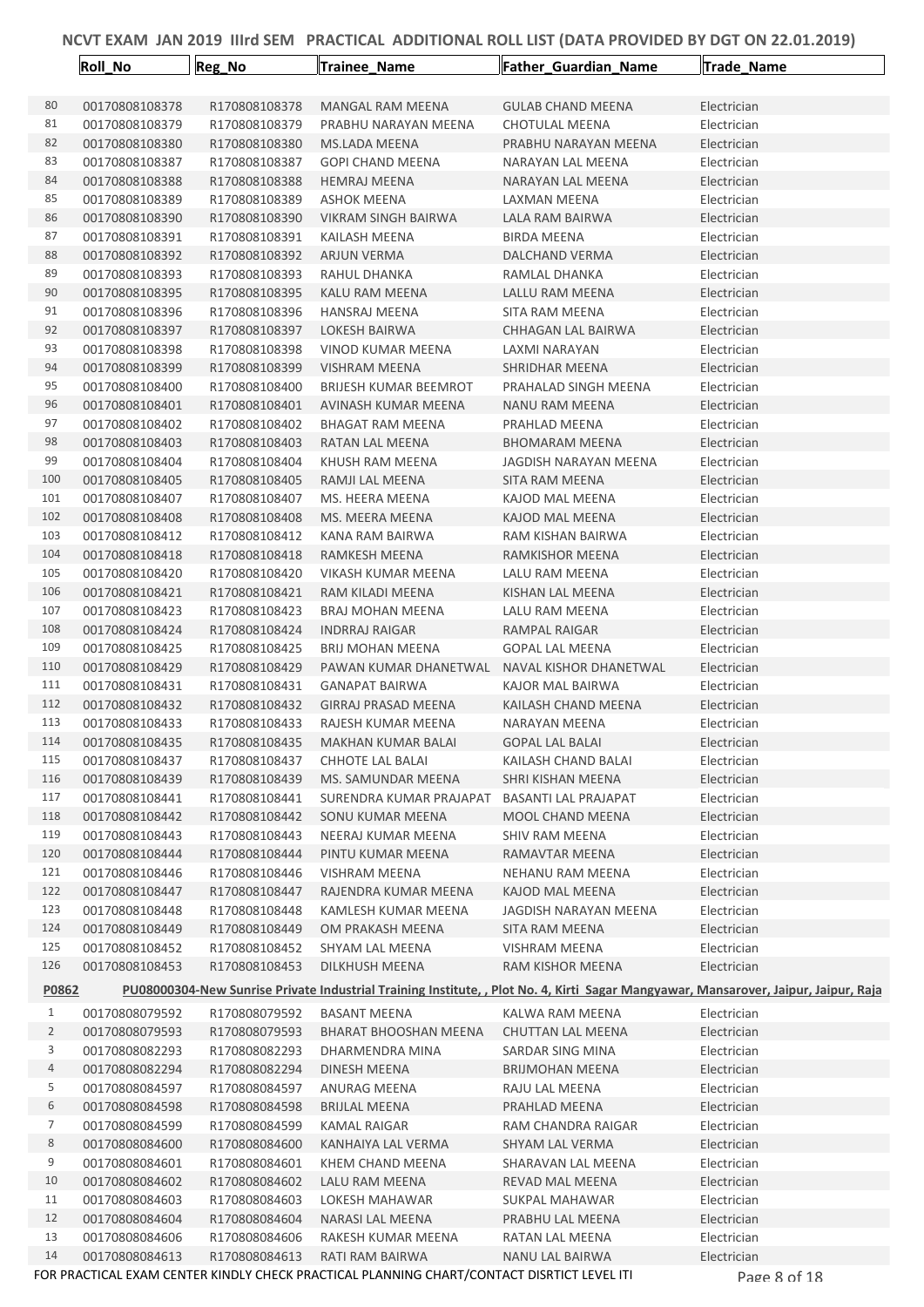# NCVT EXAM JAN 2019 IIIrd SEM PRACTICAL ADDITIONAL ROLL LIST (DATA PROVIDED BY DGT ON 22.01.2019)

| | Roll_No | Reg_No | Trainee_Name | Father_Guardian_Name | Trade_Name |
|---|---|---|---|---|---|
| 80 | 00170808108378 | R170808108378 | MANGAL RAM MEENA | GULAB CHAND MEENA | Electrician |
| 81 | 00170808108379 | R170808108379 | PRABHU NARAYAN MEENA | CHOTULAL MEENA | Electrician |
| 82 | 00170808108380 | R170808108380 | MS.LADA MEENA | PRABHU NARAYAN MEENA | Electrician |
| 83 | 00170808108387 | R170808108387 | GOPI CHAND MEENA | NARAYAN LAL MEENA | Electrician |
| 84 | 00170808108388 | R170808108388 | HEMRAJ MEENA | NARAYAN LAL MEENA | Electrician |
| 85 | 00170808108389 | R170808108389 | ASHOK MEENA | LAXMAN MEENA | Electrician |
| 86 | 00170808108390 | R170808108390 | VIKRAM SINGH BAIRWA | LALA RAM BAIRWA | Electrician |
| 87 | 00170808108391 | R170808108391 | KAILASH MEENA | BIRDA MEENA | Electrician |
| 88 | 00170808108392 | R170808108392 | ARJUN VERMA | DALCHAND VERMA | Electrician |
| 89 | 00170808108393 | R170808108393 | RAHUL DHANKA | RAMLAL DHANKA | Electrician |
| 90 | 00170808108395 | R170808108395 | KALU RAM MEENA | LALLU RAM MEENA | Electrician |
| 91 | 00170808108396 | R170808108396 | HANSRAJ MEENA | SITA RAM MEENA | Electrician |
| 92 | 00170808108397 | R170808108397 | LOKESH BAIRWA | CHHAGAN LAL BAIRWA | Electrician |
| 93 | 00170808108398 | R170808108398 | VINOD KUMAR MEENA | LAXMI NARAYAN | Electrician |
| 94 | 00170808108399 | R170808108399 | VISHRAM MEENA | SHRIDHAR MEENA | Electrician |
| 95 | 00170808108400 | R170808108400 | BRIJESH KUMAR BEEMROT | PRAHALAD SINGH MEENA | Electrician |
| 96 | 00170808108401 | R170808108401 | AVINASH KUMAR MEENA | NANU RAM MEENA | Electrician |
| 97 | 00170808108402 | R170808108402 | BHAGAT RAM MEENA | PRAHLAD MEENA | Electrician |
| 98 | 00170808108403 | R170808108403 | RATAN LAL MEENA | BHOMARAM MEENA | Electrician |
| 99 | 00170808108404 | R170808108404 | KHUSH RAM MEENA | JAGDISH NARAYAN MEENA | Electrician |
| 100 | 00170808108405 | R170808108405 | RAMJI LAL MEENA | SITA RAM MEENA | Electrician |
| 101 | 00170808108407 | R170808108407 | MS. HEERA MEENA | KAJOD MAL MEENA | Electrician |
| 102 | 00170808108408 | R170808108408 | MS. MEERA MEENA | KAJOD MAL MEENA | Electrician |
| 103 | 00170808108412 | R170808108412 | KANA RAM BAIRWA | RAM KISHAN BAIRWA | Electrician |
| 104 | 00170808108418 | R170808108418 | RAMKESH MEENA | RAMKISHOR MEENA | Electrician |
| 105 | 00170808108420 | R170808108420 | VIKASH KUMAR MEENA | LALU RAM MEENA | Electrician |
| 106 | 00170808108421 | R170808108421 | RAM KILADI MEENA | KISHAN LAL MEENA | Electrician |
| 107 | 00170808108423 | R170808108423 | BRAJ MOHAN MEENA | LALU RAM MEENA | Electrician |
| 108 | 00170808108424 | R170808108424 | INDRRAJ RAIGAR | RAMPAL RAIGAR | Electrician |
| 109 | 00170808108425 | R170808108425 | BRIJ MOHAN MEENA | GOPAL LAL MEENA | Electrician |
| 110 | 00170808108429 | R170808108429 | PAWAN KUMAR DHANETWAL | NAVAL KISHOR DHANETWAL | Electrician |
| 111 | 00170808108431 | R170808108431 | GANAPAT BAIRWA | KAJOR MAL BAIRWA | Electrician |
| 112 | 00170808108432 | R170808108432 | GIRRAJ PRASAD MEENA | KAILASH CHAND MEENA | Electrician |
| 113 | 00170808108433 | R170808108433 | RAJESH KUMAR MEENA | NARAYAN MEENA | Electrician |
| 114 | 00170808108435 | R170808108435 | MAKHAN KUMAR BALAI | GOPAL LAL BALAI | Electrician |
| 115 | 00170808108437 | R170808108437 | CHHOTE LAL BALAI | KAILASH CHAND BALAI | Electrician |
| 116 | 00170808108439 | R170808108439 | MS. SAMUNDAR MEENA | SHRI KISHAN MEENA | Electrician |
| 117 | 00170808108441 | R170808108441 | SURENDRA KUMAR PRAJAPAT | BASANTI LAL PRAJAPAT | Electrician |
| 118 | 00170808108442 | R170808108442 | SONU KUMAR MEENA | MOOL CHAND MEENA | Electrician |
| 119 | 00170808108443 | R170808108443 | NEERAJ KUMAR MEENA | SHIV RAM MEENA | Electrician |
| 120 | 00170808108444 | R170808108444 | PINTU KUMAR MEENA | RAMAVTAR MEENA | Electrician |
| 121 | 00170808108446 | R170808108446 | VISHRAM MEENA | NEHANU RAM MEENA | Electrician |
| 122 | 00170808108447 | R170808108447 | RAJENDRA KUMAR MEENA | KAJOD MAL MEENA | Electrician |
| 123 | 00170808108448 | R170808108448 | KAMLESH KUMAR MEENA | JAGDISH NARAYAN MEENA | Electrician |
| 124 | 00170808108449 | R170808108449 | OM PRAKASH MEENA | SITA RAM MEENA | Electrician |
| 125 | 00170808108452 | R170808108452 | SHYAM LAL MEENA | VISHRAM MEENA | Electrician |
| 126 | 00170808108453 | R170808108453 | DILKHUSH MEENA | RAM KISHOR MEENA | Electrician |

**P0862** **PU08000304-New Sunrise Private Industrial Training Institute, , Plot No. 4, Kirti Sagar Mangyawar, Mansarover, Jaipur, Jaipur, Raja**

| | Roll_No | Reg_No | Trainee_Name | Father_Guardian_Name | Trade_Name |
|---|---|---|---|---|---|
| 1 | 00170808079592 | R170808079592 | BASANT MEENA | KALWA RAM MEENA | Electrician |
| 2 | 00170808079593 | R170808079593 | BHARAT BHOOSHAN MEENA | CHUTTAN LAL MEENA | Electrician |
| 3 | 00170808082293 | R170808082293 | DHARMENDRA MINA | SARDAR SING MINA | Electrician |
| 4 | 00170808082294 | R170808082294 | DINESH MEENA | BRIJMOHAN MEENA | Electrician |
| 5 | 00170808084597 | R170808084597 | ANURAG MEENA | RAJU LAL MEENA | Electrician |
| 6 | 00170808084598 | R170808084598 | BRIJLAL MEENA | PRAHLAD MEENA | Electrician |
| 7 | 00170808084599 | R170808084599 | KAMAL RAIGAR | RAM CHANDRA RAIGAR | Electrician |
| 8 | 00170808084600 | R170808084600 | KANHAIYA LAL VERMA | SHYAM LAL VERMA | Electrician |
| 9 | 00170808084601 | R170808084601 | KHEM CHAND MEENA | SHARAVAN LAL MEENA | Electrician |
| 10 | 00170808084602 | R170808084602 | LALU RAM MEENA | REVAD MAL MEENA | Electrician |
| 11 | 00170808084603 | R170808084603 | LOKESH MAHAWAR | SUKPAL MAHAWAR | Electrician |
| 12 | 00170808084604 | R170808084604 | NARASI LAL MEENA | PRABHU LAL MEENA | Electrician |
| 13 | 00170808084606 | R170808084606 | RAKESH KUMAR MEENA | RATAN LAL MEENA | Electrician |
| 14 | 00170808084613 | R170808084613 | RATI RAM BAIRWA | NANU LAL BAIRWA | Electrician |

FOR PRACTICAL EXAM CENTER KINDLY CHECK PRACTICAL PLANNING CHART/CONTACT DISRTICT LEVEL ITI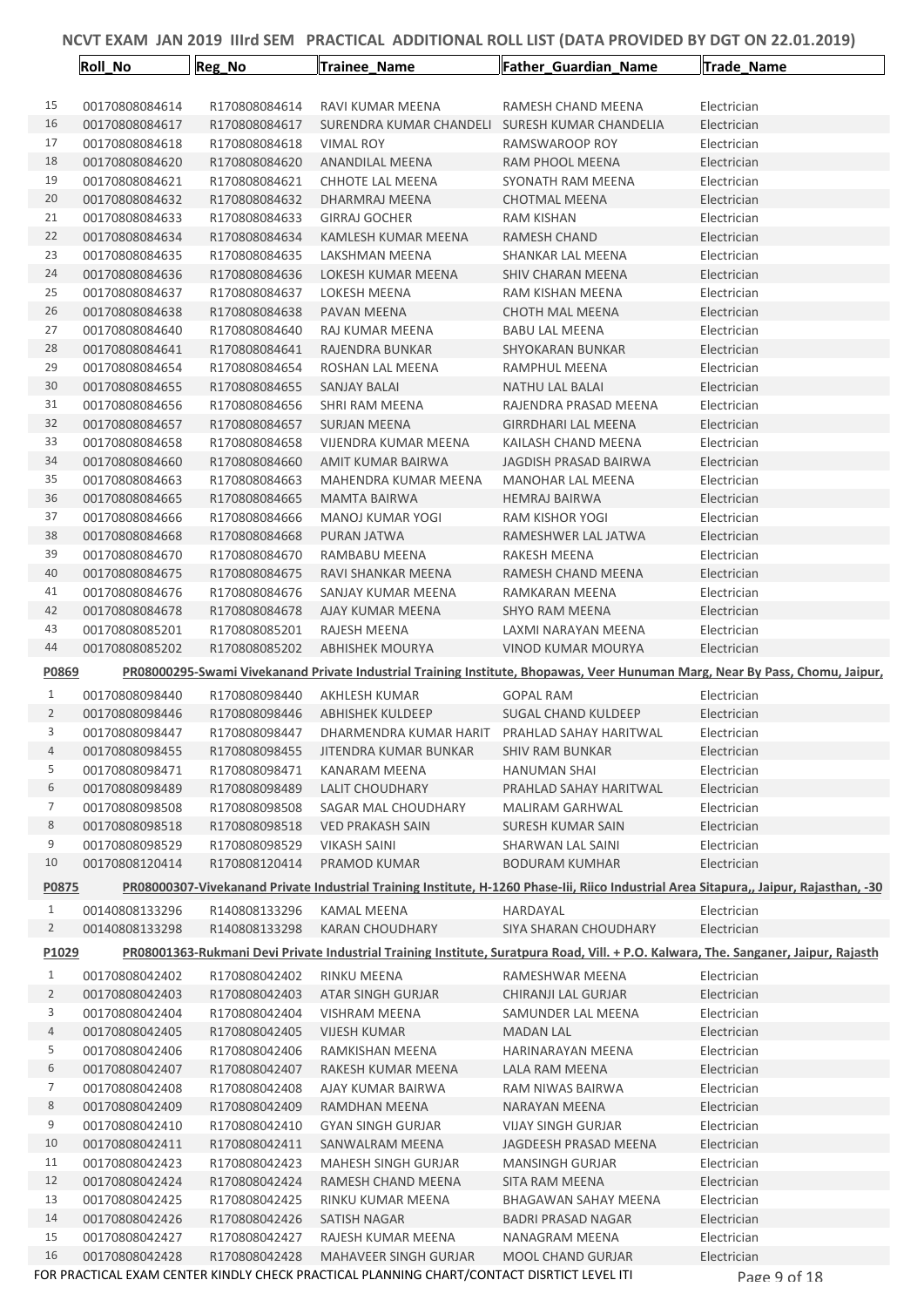# NCVT EXAM JAN 2019 IIIrd SEM PRACTICAL ADDITIONAL ROLL LIST (DATA PROVIDED BY DGT ON 22.01.2019)

| | Roll_No | Reg_No | Trainee_Name | Father_Guardian_Name | Trade_Name |
|---|---|---|---|---|---|
| 15 | 00170808084614 | R170808084614 | RAVI KUMAR MEENA | RAMESH CHAND MEENA | Electrician |
| 16 | 00170808084617 | R170808084617 | SURENDRA KUMAR CHANDELI | SURESH KUMAR CHANDELIA | Electrician |
| 17 | 00170808084618 | R170808084618 | VIMAL ROY | RAMSWAROOP ROY | Electrician |
| 18 | 00170808084620 | R170808084620 | ANANDILAL MEENA | RAM PHOOL MEENA | Electrician |
| 19 | 00170808084621 | R170808084621 | CHHOTE LAL MEENA | SYONATH RAM MEENA | Electrician |
| 20 | 00170808084632 | R170808084632 | DHARMRAJ MEENA | CHOTMAL MEENA | Electrician |
| 21 | 00170808084633 | R170808084633 | GIRRAJ GOCHER | RAM KISHAN | Electrician |
| 22 | 00170808084634 | R170808084634 | KAMLESH KUMAR MEENA | RAMESH CHAND | Electrician |
| 23 | 00170808084635 | R170808084635 | LAKSHMAN MEENA | SHANKAR LAL MEENA | Electrician |
| 24 | 00170808084636 | R170808084636 | LOKESH KUMAR MEENA | SHIV CHARAN MEENA | Electrician |
| 25 | 00170808084637 | R170808084637 | LOKESH MEENA | RAM KISHAN MEENA | Electrician |
| 26 | 00170808084638 | R170808084638 | PAVAN MEENA | CHOTH MAL MEENA | Electrician |
| 27 | 00170808084640 | R170808084640 | RAJ KUMAR MEENA | BABU LAL MEENA | Electrician |
| 28 | 00170808084641 | R170808084641 | RAJENDRA BUNKAR | SHYOKARAN BUNKAR | Electrician |
| 29 | 00170808084654 | R170808084654 | ROSHAN LAL MEENA | RAMPHUL MEENA | Electrician |
| 30 | 00170808084655 | R170808084655 | SANJAY BALAI | NATHU LAL BALAI | Electrician |
| 31 | 00170808084656 | R170808084656 | SHRI RAM MEENA | RAJENDRA PRASAD MEENA | Electrician |
| 32 | 00170808084657 | R170808084657 | SURJAN MEENA | GIRRDHARI LAL MEENA | Electrician |
| 33 | 00170808084658 | R170808084658 | VIJENDRA KUMAR MEENA | KAILASH CHAND MEENA | Electrician |
| 34 | 00170808084660 | R170808084660 | AMIT KUMAR BAIRWA | JAGDISH PRASAD BAIRWA | Electrician |
| 35 | 00170808084663 | R170808084663 | MAHENDRA KUMAR MEENA | MANOHAR LAL MEENA | Electrician |
| 36 | 00170808084665 | R170808084665 | MAMTA BAIRWA | HEMRAJ BAIRWA | Electrician |
| 37 | 00170808084666 | R170808084666 | MANOJ KUMAR YOGI | RAM KISHOR YOGI | Electrician |
| 38 | 00170808084668 | R170808084668 | PURAN JATWA | RAMESHWER LAL JATWA | Electrician |
| 39 | 00170808084670 | R170808084670 | RAMBABU MEENA | RAKESH MEENA | Electrician |
| 40 | 00170808084675 | R170808084675 | RAVI SHANKAR MEENA | RAMESH CHAND MEENA | Electrician |
| 41 | 00170808084676 | R170808084676 | SANJAY KUMAR MEENA | RAMKARAN MEENA | Electrician |
| 42 | 00170808084678 | R170808084678 | AJAY KUMAR MEENA | SHYO RAM MEENA | Electrician |
| 43 | 00170808085201 | R170808085201 | RAJESH MEENA | LAXMI NARAYAN MEENA | Electrician |
| 44 | 00170808085202 | R170808085202 | ABHISHEK MOURYA | VINOD KUMAR MOURYA | Electrician |

**P0869** **PR08000295-Swami Vivekanand Private Industrial Training Institute, Bhopawas, Veer Hunuman Marg, Near By Pass, Chomu, Jaipur,**

| | Roll_No | Reg_No | Trainee_Name | Father_Guardian_Name | Trade_Name |
|---|---|---|---|---|---|
| 1 | 00170808098440 | R170808098440 | AKHLESH KUMAR | GOPAL RAM | Electrician |
| 2 | 00170808098446 | R170808098446 | ABHISHEK KULDEEP | SUGAL CHAND KULDEEP | Electrician |
| 3 | 00170808098447 | R170808098447 | DHARMENDRA KUMAR HARIT | PRAHLAD SAHAY HARITWAL | Electrician |
| 4 | 00170808098455 | R170808098455 | JITENDRA KUMAR BUNKAR | SHIV RAM BUNKAR | Electrician |
| 5 | 00170808098471 | R170808098471 | KANARAM MEENA | HANUMAN SHAI | Electrician |
| 6 | 00170808098489 | R170808098489 | LALIT CHOUDHARY | PRAHLAD SAHAY HARITWAL | Electrician |
| 7 | 00170808098508 | R170808098508 | SAGAR MAL CHOUDHARY | MALIRAM GARHWAL | Electrician |
| 8 | 00170808098518 | R170808098518 | VED PRAKASH SAIN | SURESH KUMAR SAIN | Electrician |
| 9 | 00170808098529 | R170808098529 | VIKASH SAINI | SHARWAN LAL SAINI | Electrician |
| 10 | 00170808120414 | R170808120414 | PRAMOD KUMAR | BODURAM KUMHAR | Electrician |

**P0875** **PR08000307-Vivekanand Private Industrial Training Institute, H-1260 Phase-Iii, Riico Industrial Area Sitapura,, Jaipur, Rajasthan, -30**

| | Roll_No | Reg_No | Trainee_Name | Father_Guardian_Name | Trade_Name |
|---|---|---|---|---|---|
| 1 | 00140808133296 | R140808133296 | KAMAL MEENA | HARDAYAL | Electrician |
| 2 | 00140808133298 | R140808133298 | KARAN CHOUDHARY | SIYA SHARAN CHOUDHARY | Electrician |

**P1029** **PR08001363-Rukmani Devi Private Industrial Training Institute, Suratpura Road, Vill. + P.O. Kalwara, The. Sanganer, Jaipur, Rajasth**

| | Roll_No | Reg_No | Trainee_Name | Father_Guardian_Name | Trade_Name |
|---|---|---|---|---|---|
| 1 | 00170808042402 | R170808042402 | RINKU MEENA | RAMESHWAR MEENA | Electrician |
| 2 | 00170808042403 | R170808042403 | ATAR SINGH GURJAR | CHIRANJI LAL GURJAR | Electrician |
| 3 | 00170808042404 | R170808042404 | VISHRAM MEENA | SAMUNDER LAL MEENA | Electrician |
| 4 | 00170808042405 | R170808042405 | VIJESH KUMAR | MADAN LAL | Electrician |
| 5 | 00170808042406 | R170808042406 | RAMKISHAN MEENA | HARINARAYAN MEENA | Electrician |
| 6 | 00170808042407 | R170808042407 | RAKESH KUMAR MEENA | LALA RAM MEENA | Electrician |
| 7 | 00170808042408 | R170808042408 | AJAY KUMAR BAIRWA | RAM NIWAS BAIRWA | Electrician |
| 8 | 00170808042409 | R170808042409 | RAMDHAN MEENA | NARAYAN MEENA | Electrician |
| 9 | 00170808042410 | R170808042410 | GYAN SINGH GURJAR | VIJAY SINGH GURJAR | Electrician |
| 10 | 00170808042411 | R170808042411 | SANWALRAM MEENA | JAGDEESH PRASAD MEENA | Electrician |
| 11 | 00170808042423 | R170808042423 | MAHESH SINGH GURJAR | MANSINGH GURJAR | Electrician |
| 12 | 00170808042424 | R170808042424 | RAMESH CHAND MEENA | SITA RAM MEENA | Electrician |
| 13 | 00170808042425 | R170808042425 | RINKU KUMAR MEENA | BHAGAWAN SAHAY MEENA | Electrician |
| 14 | 00170808042426 | R170808042426 | SATISH NAGAR | BADRI PRASAD NAGAR | Electrician |
| 15 | 00170808042427 | R170808042427 | RAJESH KUMAR MEENA | NANAGRAM MEENA | Electrician |
| 16 | 00170808042428 | R170808042428 | MAHAVEER SINGH GURJAR | MOOL CHAND GURJAR | Electrician |

FOR PRACTICAL EXAM CENTER KINDLY CHECK PRACTICAL PLANNING CHART/CONTACT DISRTICT LEVEL ITI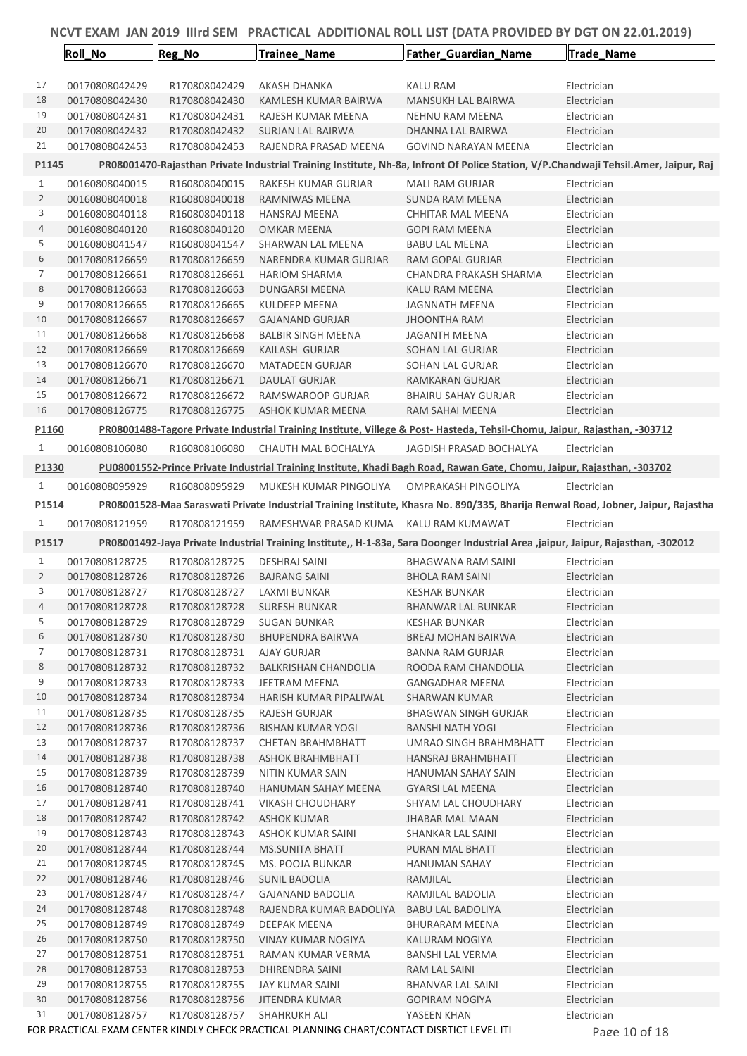# NCVT EXAM JAN 2019 IIIrd SEM PRACTICAL ADDITIONAL ROLL LIST (DATA PROVIDED BY DGT ON 22.01.2019)

| | Roll_No | Reg_No | Trainee_Name | Father_Guardian_Name | Trade_Name |
|---|---|---|---|---|---|
| 17 | 00170808042429 | R170808042429 | AKASH DHANKA | KALU RAM | Electrician |
| 18 | 00170808042430 | R170808042430 | KAMLESH KUMAR BAIRWA | MANSUKH LAL BAIRWA | Electrician |
| 19 | 00170808042431 | R170808042431 | RAJESH KUMAR MEENA | NEHNU RAM MEENA | Electrician |
| 20 | 00170808042432 | R170808042432 | SURJAN LAL BAIRWA | DHANNA LAL BAIRWA | Electrician |
| 21 | 00170808042453 | R170808042453 | RAJENDRA PRASAD MEENA | GOVIND NARAYAN MEENA | Electrician |

**P1145** **PR08001470-Rajasthan Private Industrial Training Institute, Nh-8a, Infront Of Police Station, V/P.Chandwaji Tehsil.Amer, Jaipur, Raj**

| | Roll_No | Reg_No | Trainee_Name | Father_Guardian_Name | Trade_Name |
|---|---|---|---|---|---|
| 1 | 00160808040015 | R160808040015 | RAKESH KUMAR GURJAR | MALI RAM GURJAR | Electrician |
| 2 | 00160808040018 | R160808040018 | RAMNIWAS MEENA | SUNDA RAM MEENA | Electrician |
| 3 | 00160808040118 | R160808040118 | HANSRAJ MEENA | CHHITAR MAL MEENA | Electrician |
| 4 | 00160808040120 | R160808040120 | OMKAR MEENA | GOPI RAM MEENA | Electrician |
| 5 | 00160808041547 | R160808041547 | SHARWAN LAL MEENA | BABU LAL MEENA | Electrician |
| 6 | 00170808126659 | R170808126659 | NARENDRA KUMAR GURJAR | RAM GOPAL GURJAR | Electrician |
| 7 | 00170808126661 | R170808126661 | HARIOM SHARMA | CHANDRA PRAKASH SHARMA | Electrician |
| 8 | 00170808126663 | R170808126663 | DUNGARSI MEENA | KALU RAM MEENA | Electrician |
| 9 | 00170808126665 | R170808126665 | KULDEEP MEENA | JAGNNATH MEENA | Electrician |
| 10 | 00170808126667 | R170808126667 | GAJANAND GURJAR | JHOONTHA RAM | Electrician |
| 11 | 00170808126668 | R170808126668 | BALBIR SINGH MEENA | JAGANTH MEENA | Electrician |
| 12 | 00170808126669 | R170808126669 | KAILASH GURJAR | SOHAN LAL GURJAR | Electrician |
| 13 | 00170808126670 | R170808126670 | MATADEEN GURJAR | SOHAN LAL GURJAR | Electrician |
| 14 | 00170808126671 | R170808126671 | DAULAT GURJAR | RAMKARAN GURJAR | Electrician |
| 15 | 00170808126672 | R170808126672 | RAMSWAROOP GURJAR | BHAIRU SAHAY GURJAR | Electrician |
| 16 | 00170808126775 | R170808126775 | ASHOK KUMAR MEENA | RAM SAHAI MEENA | Electrician |

**P1160** **PR08001488-Tagore Private Industrial Training Institute, Villege & Post- Hasteda, Tehsil-Chomu, Jaipur, Rajasthan, -303712**

| | Roll_No | Reg_No | Trainee_Name | Father_Guardian_Name | Trade_Name |
|---|---|---|---|---|---|
| 1 | 00160808106080 | R160808106080 | CHAUTH MAL BOCHALYA | JAGDISH PRASAD BOCHALYA | Electrician |

**P1330** **PU08001552-Prince Private Industrial Training Institute, Khadi Bagh Road, Rawan Gate, Chomu, Jaipur, Rajasthan, -303702**

| | Roll_No | Reg_No | Trainee_Name | Father_Guardian_Name | Trade_Name |
|---|---|---|---|---|---|
| 1 | 00160808095929 | R160808095929 | MUKESH KUMAR PINGOLIYA | OMPRAKASH PINGOLIYA | Electrician |

**P1514** **PR08001528-Maa Saraswati Private Industrial Training Institute, Khasra No. 890/335, Bharija Renwal Road, Jobner, Jaipur, Rajastha**

| | Roll_No | Reg_No | Trainee_Name | Father_Guardian_Name | Trade_Name |
|---|---|---|---|---|---|
| 1 | 00170808121959 | R170808121959 | RAMESHWAR PRASAD KUMA | KALU RAM KUMAWAT | Electrician |

**P1517** **PR08001492-Jaya Private Industrial Training Institute,, H-1-83a, Sara Doonger Industrial Area ,jaipur, Jaipur, Rajasthan, -302012**

| | Roll_No | Reg_No | Trainee_Name | Father_Guardian_Name | Trade_Name |
|---|---|---|---|---|---|
| 1 | 00170808128725 | R170808128725 | DESHRAJ SAINI | BHAGWANA RAM SAINI | Electrician |
| 2 | 00170808128726 | R170808128726 | BAJRANG SAINI | BHOLA RAM SAINI | Electrician |
| 3 | 00170808128727 | R170808128727 | LAXMI BUNKAR | KESHAR BUNKAR | Electrician |
| 4 | 00170808128728 | R170808128728 | SURESH BUNKAR | BHANWAR LAL BUNKAR | Electrician |
| 5 | 00170808128729 | R170808128729 | SUGAN BUNKAR | KESHAR BUNKAR | Electrician |
| 6 | 00170808128730 | R170808128730 | BHUPENDRA BAIRWA | BREAJ MOHAN BAIRWA | Electrician |
| 7 | 00170808128731 | R170808128731 | AJAY GURJAR | BANNA RAM GURJAR | Electrician |
| 8 | 00170808128732 | R170808128732 | BALKRISHAN CHANDOLIA | ROODA RAM CHANDOLIA | Electrician |
| 9 | 00170808128733 | R170808128733 | JEETRAM MEENA | GANGADHAR MEENA | Electrician |
| 10 | 00170808128734 | R170808128734 | HARISH KUMAR PIPALIWAL | SHARWAN KUMAR | Electrician |
| 11 | 00170808128735 | R170808128735 | RAJESH GURJAR | BHAGWAN SINGH GURJAR | Electrician |
| 12 | 00170808128736 | R170808128736 | BISHAN KUMAR YOGI | BANSHI NATH YOGI | Electrician |
| 13 | 00170808128737 | R170808128737 | CHETAN BRAHMBHATT | UMRAO SINGH BRAHMBHATT | Electrician |
| 14 | 00170808128738 | R170808128738 | ASHOK BRAHMBHATT | HANSRAJ BRAHMBHATT | Electrician |
| 15 | 00170808128739 | R170808128739 | NITIN KUMAR SAIN | HANUMAN SAHAY SAIN | Electrician |
| 16 | 00170808128740 | R170808128740 | HANUMAN SAHAY MEENA | GYARSI LAL MEENA | Electrician |
| 17 | 00170808128741 | R170808128741 | VIKASH CHOUDHARY | SHYAM LAL CHOUDHARY | Electrician |
| 18 | 00170808128742 | R170808128742 | ASHOK KUMAR | JHABAR MAL MAAN | Electrician |
| 19 | 00170808128743 | R170808128743 | ASHOK KUMAR SAINI | SHANKAR LAL SAINI | Electrician |
| 20 | 00170808128744 | R170808128744 | MS.SUNITA BHATT | PURAN MAL BHATT | Electrician |
| 21 | 00170808128745 | R170808128745 | MS. POOJA BUNKAR | HANUMAN SAHAY | Electrician |
| 22 | 00170808128746 | R170808128746 | SUNIL BADOLIA | RAMJILAL | Electrician |
| 23 | 00170808128747 | R170808128747 | GAJANAND BADOLIA | RAMJILAL BADOLIA | Electrician |
| 24 | 00170808128748 | R170808128748 | RAJENDRA KUMAR BADOLIYA | BABU LAL BADOLIYA | Electrician |
| 25 | 00170808128749 | R170808128749 | DEEPAK MEENA | BHURARAM MEENA | Electrician |
| 26 | 00170808128750 | R170808128750 | VINAY KUMAR NOGIYA | KALURAM NOGIYA | Electrician |
| 27 | 00170808128751 | R170808128751 | RAMAN KUMAR VERMA | BANSHI LAL VERMA | Electrician |
| 28 | 00170808128753 | R170808128753 | DHIRENDRA SAINI | RAM LAL SAINI | Electrician |
| 29 | 00170808128755 | R170808128755 | JAY KUMAR SAINI | BHANVAR LAL SAINI | Electrician |
| 30 | 00170808128756 | R170808128756 | JITENDRA KUMAR | GOPIRAM NOGIYA | Electrician |
| 31 | 00170808128757 | R170808128757 | SHAHRUKH ALI | YASEEN KHAN | Electrician |

FOR PRACTICAL EXAM CENTER KINDLY CHECK PRACTICAL PLANNING CHART/CONTACT DISRTICT LEVEL ITI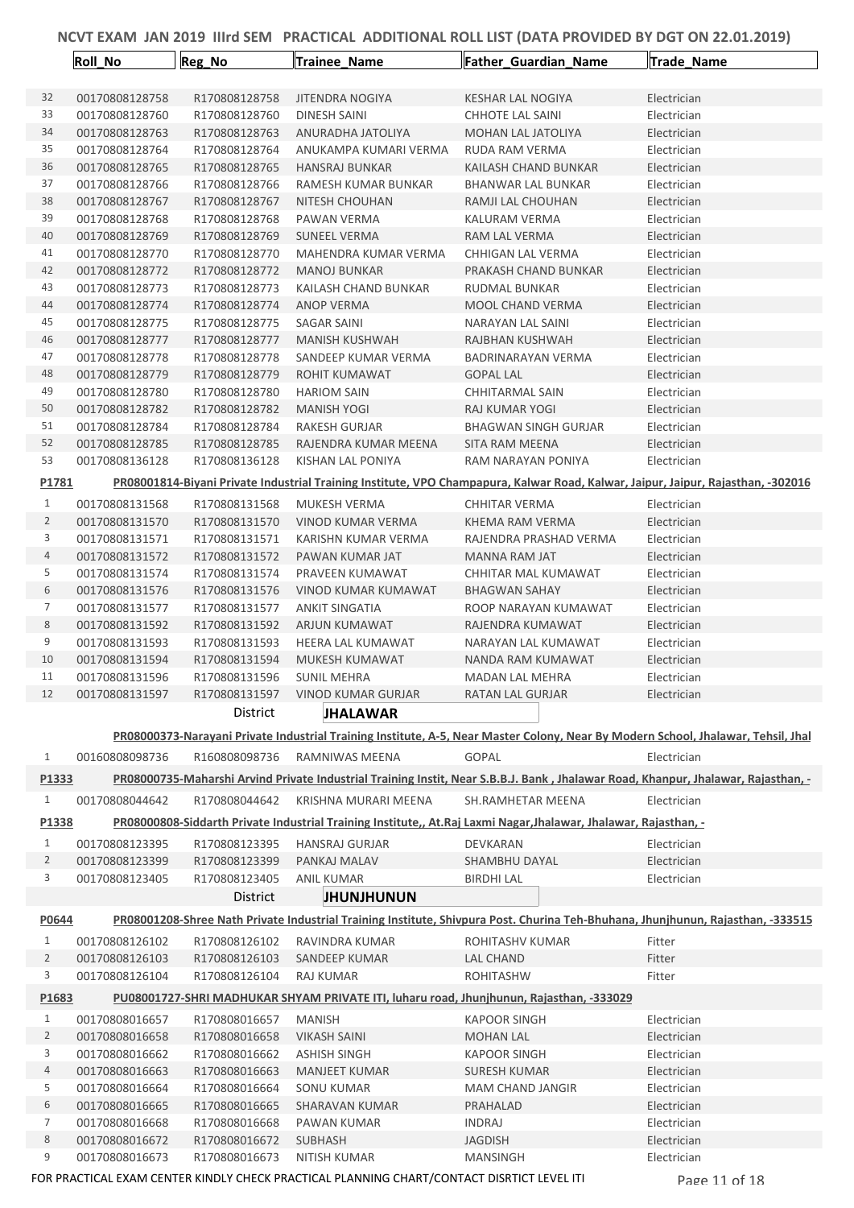# NCVT EXAM JAN 2019 IIIrd SEM PRACTICAL ADDITIONAL ROLL LIST (DATA PROVIDED BY DGT ON 22.01.2019)

| | Roll_No | Reg_No | Trainee_Name | Father_Guardian_Name | Trade_Name |
|---|---|---|---|---|---|
| 32 | 00170808128758 | R170808128758 | JITENDRA NOGIYA | KESHAR LAL NOGIYA | Electrician |
| 33 | 00170808128760 | R170808128760 | DINESH SAINI | CHHOTE LAL SAINI | Electrician |
| 34 | 00170808128763 | R170808128763 | ANURADHA JATOLIYA | MOHAN LAL JATOLIYA | Electrician |
| 35 | 00170808128764 | R170808128764 | ANUKAMPA KUMARI VERMA | RUDA RAM VERMA | Electrician |
| 36 | 00170808128765 | R170808128765 | HANSRAJ BUNKAR | KAILASH CHAND BUNKAR | Electrician |
| 37 | 00170808128766 | R170808128766 | RAMESH KUMAR BUNKAR | BHANWAR LAL BUNKAR | Electrician |
| 38 | 00170808128767 | R170808128767 | NITESH CHOUHAN | RAMJI LAL CHOUHAN | Electrician |
| 39 | 00170808128768 | R170808128768 | PAWAN VERMA | KALURAM VERMA | Electrician |
| 40 | 00170808128769 | R170808128769 | SUNEEL VERMA | RAM LAL VERMA | Electrician |
| 41 | 00170808128770 | R170808128770 | MAHENDRA KUMAR VERMA | CHHIGAN LAL VERMA | Electrician |
| 42 | 00170808128772 | R170808128772 | MANOJ BUNKAR | PRAKASH CHAND BUNKAR | Electrician |
| 43 | 00170808128773 | R170808128773 | KAILASH CHAND BUNKAR | RUDMAL BUNKAR | Electrician |
| 44 | 00170808128774 | R170808128774 | ANOP VERMA | MOOL CHAND VERMA | Electrician |
| 45 | 00170808128775 | R170808128775 | SAGAR SAINI | NARAYAN LAL SAINI | Electrician |
| 46 | 00170808128777 | R170808128777 | MANISH KUSHWAH | RAJBHAN KUSHWAH | Electrician |
| 47 | 00170808128778 | R170808128778 | SANDEEP KUMAR VERMA | BADRINARAYAN VERMA | Electrician |
| 48 | 00170808128779 | R170808128779 | ROHIT KUMAWAT | GOPAL LAL | Electrician |
| 49 | 00170808128780 | R170808128780 | HARIOM SAIN | CHHITARMAL SAIN | Electrician |
| 50 | 00170808128782 | R170808128782 | MANISH YOGI | RAJ KUMAR YOGI | Electrician |
| 51 | 00170808128784 | R170808128784 | RAKESH GURJAR | BHAGWAN SINGH GURJAR | Electrician |
| 52 | 00170808128785 | R170808128785 | RAJENDRA KUMAR MEENA | SITA RAM MEENA | Electrician |
| 53 | 00170808136128 | R170808136128 | KISHAN LAL PONIYA | RAM NARAYAN PONIYA | Electrician |

**P1781** PR08001814-Biyani Private Industrial Training Institute, VPO Champapura, Kalwar Road, Kalwar, Jaipur, Jaipur, Rajasthan, -302016

| | Roll_No | Reg_No | Trainee_Name | Father_Guardian_Name | Trade_Name |
|---|---|---|---|---|---|
| 1 | 00170808131568 | R170808131568 | MUKESH VERMA | CHHITAR VERMA | Electrician |
| 2 | 00170808131570 | R170808131570 | VINOD KUMAR VERMA | KHEMA RAM VERMA | Electrician |
| 3 | 00170808131571 | R170808131571 | KARISHN KUMAR VERMA | RAJENDRA PRASHAD VERMA | Electrician |
| 4 | 00170808131572 | R170808131572 | PAWAN KUMAR JAT | MANNA RAM JAT | Electrician |
| 5 | 00170808131574 | R170808131574 | PRAVEEN KUMAWAT | CHHITAR MAL KUMAWAT | Electrician |
| 6 | 00170808131576 | R170808131576 | VINOD KUMAR KUMAWAT | BHAGWAN SAHAY | Electrician |
| 7 | 00170808131577 | R170808131577 | ANKIT SINGATIA | ROOP NARAYAN KUMAWAT | Electrician |
| 8 | 00170808131592 | R170808131592 | ARJUN KUMAWAT | RAJENDRA KUMAWAT | Electrician |
| 9 | 00170808131593 | R170808131593 | HEERA LAL KUMAWAT | NARAYAN LAL KUMAWAT | Electrician |
| 10 | 00170808131594 | R170808131594 | MUKESH KUMAWAT | NANDA RAM KUMAWAT | Electrician |
| 11 | 00170808131596 | R170808131596 | SUNIL MEHRA | MADAN LAL MEHRA | Electrician |
| 12 | 00170808131597 | R170808131597 | VINOD KUMAR GURJAR | RATAN LAL GURJAR | Electrician |

District **JHALAWAR**

PR08000373-Narayani Private Industrial Training Institute, A-5, Near Master Colony, Near By Modern School, Jhalawar, Tehsil, Jhal

| | Roll_No | Reg_No | Trainee_Name | Father_Guardian_Name | Trade_Name |
|---|---|---|---|---|---|
| 1 | 00160808098736 | R160808098736 | RAMNIWAS MEENA | GOPAL | Electrician |

**P1333** PR08000735-Maharshi Arvind Private Industrial Training Instit, Near S.B.B.J. Bank , Jhalawar Road, Khanpur, Jhalawar, Rajasthan, -

| | Roll_No | Reg_No | Trainee_Name | Father_Guardian_Name | Trade_Name |
|---|---|---|---|---|---|
| 1 | 00170808044642 | R170808044642 | KRISHNA MURARI MEENA | SH.RAMHETAR MEENA | Electrician |

**P1338** PR08000808-Siddarth Private Industrial Training Institute,, At.Raj Laxmi Nagar,Jhalawar, Jhalawar, Rajasthan, -

| | Roll_No | Reg_No | Trainee_Name | Father_Guardian_Name | Trade_Name |
|---|---|---|---|---|---|
| 1 | 00170808123395 | R170808123395 | HANSRAJ GURJAR | DEVKARAN | Electrician |
| 2 | 00170808123399 | R170808123399 | PANKAJ MALAV | SHAMBHU DAYAL | Electrician |
| 3 | 00170808123405 | R170808123405 | ANIL KUMAR | BIRDHI LAL | Electrician |

District **JHUNJHUNUN**

**P0644** PR08001208-Shree Nath Private Industrial Training Institute, Shivpura Post. Churina Teh-Bhuhana, Jhunjhunun, Rajasthan, -333515

| | Roll_No | Reg_No | Trainee_Name | Father_Guardian_Name | Trade_Name |
|---|---|---|---|---|---|
| 1 | 00170808126102 | R170808126102 | RAVINDRA KUMAR | ROHITASHV KUMAR | Fitter |
| 2 | 00170808126103 | R170808126103 | SANDEEP KUMAR | LAL CHAND | Fitter |
| 3 | 00170808126104 | R170808126104 | RAJ KUMAR | ROHITASHW | Fitter |

**P1683** PU08001727-SHRI MADHUKAR SHYAM PRIVATE ITI, luharu road, Jhunjhunun, Rajasthan, -333029

| | Roll_No | Reg_No | Trainee_Name | Father_Guardian_Name | Trade_Name |
|---|---|---|---|---|---|
| 1 | 00170808016657 | R170808016657 | MANISH | KAPOOR SINGH | Electrician |
| 2 | 00170808016658 | R170808016658 | VIKASH SAINI | MOHAN LAL | Electrician |
| 3 | 00170808016662 | R170808016662 | ASHISH SINGH | KAPOOR SINGH | Electrician |
| 4 | 00170808016663 | R170808016663 | MANJEET KUMAR | SURESH KUMAR | Electrician |
| 5 | 00170808016664 | R170808016664 | SONU KUMAR | MAM CHAND JANGIR | Electrician |
| 6 | 00170808016665 | R170808016665 | SHARAVAN KUMAR | PRAHALAD | Electrician |
| 7 | 00170808016668 | R170808016668 | PAWAN KUMAR | INDRAJ | Electrician |
| 8 | 00170808016672 | R170808016672 | SUBHASH | JAGDISH | Electrician |
| 9 | 00170808016673 | R170808016673 | NITISH KUMAR | MANSINGH | Electrician |

FOR PRACTICAL EXAM CENTER KINDLY CHECK PRACTICAL PLANNING CHART/CONTACT DISRTICT LEVEL ITI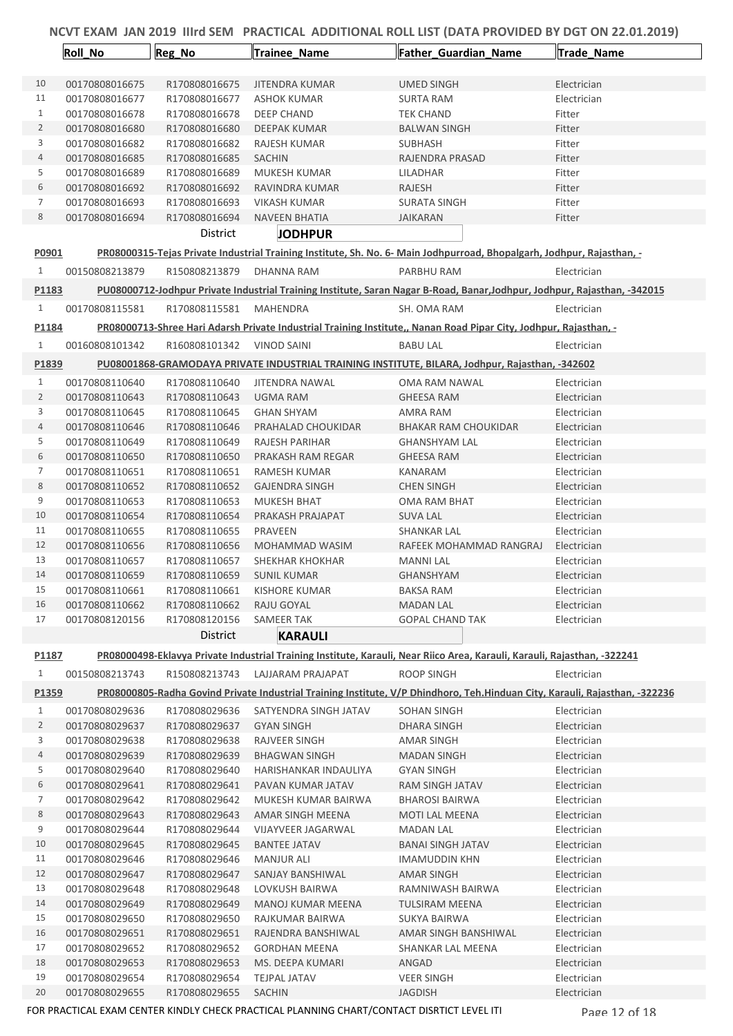# NCVT EXAM JAN 2019 IIIrd SEM PRACTICAL ADDITIONAL ROLL LIST (DATA PROVIDED BY DGT ON 22.01.2019)

| | Roll_No | Reg_No | Trainee_Name | Father_Guardian_Name | Trade_Name |
|---|---|---|---|---|---|
| 10 | 00170808016675 | R170808016675 | JITENDRA KUMAR | UMED SINGH | Electrician |
| 11 | 00170808016677 | R170808016677 | ASHOK KUMAR | SURTA RAM | Electrician |
| 1 | 00170808016678 | R170808016678 | DEEP CHAND | TEK CHAND | Fitter |
| 2 | 00170808016680 | R170808016680 | DEEPAK KUMAR | BALWAN SINGH | Fitter |
| 3 | 00170808016682 | R170808016682 | RAJESH KUMAR | SUBHASH | Fitter |
| 4 | 00170808016685 | R170808016685 | SACHIN | RAJENDRA PRASAD | Fitter |
| 5 | 00170808016689 | R170808016689 | MUKESH KUMAR | LILADHAR | Fitter |
| 6 | 00170808016692 | R170808016692 | RAVINDRA KUMAR | RAJESH | Fitter |
| 7 | 00170808016693 | R170808016693 | VIKASH KUMAR | SURATA SINGH | Fitter |
| 8 | 00170808016694 | R170808016694 | NAVEEN BHATIA | JAIKARAN | Fitter |

District **JODHPUR**

**P0901** PR08000315-Tejas Private Industrial Training Institute, Sh. No. 6- Main Jodhpurroad, Bhopalgarh, Jodhpur, Rajasthan, -

| | Roll_No | Reg_No | Trainee_Name | Father_Guardian_Name | Trade_Name |
|---|---|---|---|---|---|
| 1 | 00150808213879 | R150808213879 | DHANNA RAM | PARBHU RAM | Electrician |

**P1183** PU08000712-Jodhpur Private Industrial Training Institute, Saran Nagar B-Road, Banar,Jodhpur, Jodhpur, Rajasthan, -342015

| | Roll_No | Reg_No | Trainee_Name | Father_Guardian_Name | Trade_Name |
|---|---|---|---|---|---|
| 1 | 00170808115581 | R170808115581 | MAHENDRA | SH. OMA RAM | Electrician |

**P1184** PR08000713-Shree Hari Adarsh Private Industrial Training Institute,, Nanan Road Pipar City, Jodhpur, Rajasthan, -

| | Roll_No | Reg_No | Trainee_Name | Father_Guardian_Name | Trade_Name |
|---|---|---|---|---|---|
| 1 | 00160808101342 | R160808101342 | VINOD SAINI | BABU LAL | Electrician |

**P1839** PU08001868-GRAMODAYA PRIVATE INDUSTRIAL TRAINING INSTITUTE, BILARA, Jodhpur, Rajasthan, -342602

| | Roll_No | Reg_No | Trainee_Name | Father_Guardian_Name | Trade_Name |
|---|---|---|---|---|---|
| 1 | 00170808110640 | R170808110640 | JITENDRA NAWAL | OMA RAM NAWAL | Electrician |
| 2 | 00170808110643 | R170808110643 | UGMA RAM | GHEESA RAM | Electrician |
| 3 | 00170808110645 | R170808110645 | GHAN SHYAM | AMRA RAM | Electrician |
| 4 | 00170808110646 | R170808110646 | PRAHALAD CHOUKIDAR | BHAKAR RAM CHOUKIDAR | Electrician |
| 5 | 00170808110649 | R170808110649 | RAJESH PARIHAR | GHANSHYAM LAL | Electrician |
| 6 | 00170808110650 | R170808110650 | PRAKASH RAM REGAR | GHEESA RAM | Electrician |
| 7 | 00170808110651 | R170808110651 | RAMESH KUMAR | KANARAM | Electrician |
| 8 | 00170808110652 | R170808110652 | GAJENDRA SINGH | CHEN SINGH | Electrician |
| 9 | 00170808110653 | R170808110653 | MUKESH BHAT | OMA RAM BHAT | Electrician |
| 10 | 00170808110654 | R170808110654 | PRAKASH PRAJAPAT | SUVA LAL | Electrician |
| 11 | 00170808110655 | R170808110655 | PRAVEEN | SHANKAR LAL | Electrician |
| 12 | 00170808110656 | R170808110656 | MOHAMMAD WASIM | RAFEEK MOHAMMAD RANGRAJ | Electrician |
| 13 | 00170808110657 | R170808110657 | SHEKHAR KHOKHAR | MANNI LAL | Electrician |
| 14 | 00170808110659 | R170808110659 | SUNIL KUMAR | GHANSHYAM | Electrician |
| 15 | 00170808110661 | R170808110661 | KISHORE KUMAR | BAKSA RAM | Electrician |
| 16 | 00170808110662 | R170808110662 | RAJU GOYAL | MADAN LAL | Electrician |
| 17 | 00170808120156 | R170808120156 | SAMEER TAK | GOPAL CHAND TAK | Electrician |

District **KARAULI**

**P1187** PR08000498-Eklavya Private Industrial Training Institute, Karauli, Near Riico Area, Karauli, Karauli, Rajasthan, -322241

| | Roll_No | Reg_No | Trainee_Name | Father_Guardian_Name | Trade_Name |
|---|---|---|---|---|---|
| 1 | 00150808213743 | R150808213743 | LAJJARAM PRAJAPAT | ROOP SINGH | Electrician |

**P1359** PR08000805-Radha Govind Private Industrial Training Institute, V/P Dhindhoro, Teh.Hinduan City, Karauli, Rajasthan, -322236

| | Roll_No | Reg_No | Trainee_Name | Father_Guardian_Name | Trade_Name |
|---|---|---|---|---|---|
| 1 | 00170808029636 | R170808029636 | SATYENDRA SINGH JATAV | SOHAN SINGH | Electrician |
| 2 | 00170808029637 | R170808029637 | GYAN SINGH | DHARA SINGH | Electrician |
| 3 | 00170808029638 | R170808029638 | RAJVEER SINGH | AMAR SINGH | Electrician |
| 4 | 00170808029639 | R170808029639 | BHAGWAN SINGH | MADAN SINGH | Electrician |
| 5 | 00170808029640 | R170808029640 | HARISHANKAR INDAULIYA | GYAN SINGH | Electrician |
| 6 | 00170808029641 | R170808029641 | PAVAN KUMAR JATAV | RAM SINGH JATAV | Electrician |
| 7 | 00170808029642 | R170808029642 | MUKESH KUMAR BAIRWA | BHAROSI BAIRWA | Electrician |
| 8 | 00170808029643 | R170808029643 | AMAR SINGH MEENA | MOTI LAL MEENA | Electrician |
| 9 | 00170808029644 | R170808029644 | VIJAYVEER JAGARWAL | MADAN LAL | Electrician |
| 10 | 00170808029645 | R170808029645 | BANTEE JATAV | BANAI SINGH JATAV | Electrician |
| 11 | 00170808029646 | R170808029646 | MANJUR ALI | IMAMUDDIN KHN | Electrician |
| 12 | 00170808029647 | R170808029647 | SANJAY BANSHIWAL | AMAR SINGH | Electrician |
| 13 | 00170808029648 | R170808029648 | LOVKUSH BAIRWA | RAMNIWASH BAIRWA | Electrician |
| 14 | 00170808029649 | R170808029649 | MANOJ KUMAR MEENA | TULSIRAM MEENA | Electrician |
| 15 | 00170808029650 | R170808029650 | RAJKUMAR BAIRWA | SUKYA BAIRWA | Electrician |
| 16 | 00170808029651 | R170808029651 | RAJENDRA BANSHIWAL | AMAR SINGH BANSHIWAL | Electrician |
| 17 | 00170808029652 | R170808029652 | GORDHAN MEENA | SHANKAR LAL MEENA | Electrician |
| 18 | 00170808029653 | R170808029653 | MS. DEEPA KUMARI | ANGAD | Electrician |
| 19 | 00170808029654 | R170808029654 | TEJPAL JATAV | VEER SINGH | Electrician |
| 20 | 00170808029655 | R170808029655 | SACHIN | JAGDISH | Electrician |

FOR PRACTICAL EXAM CENTER KINDLY CHECK PRACTICAL PLANNING CHART/CONTACT DISRTICT LEVEL ITI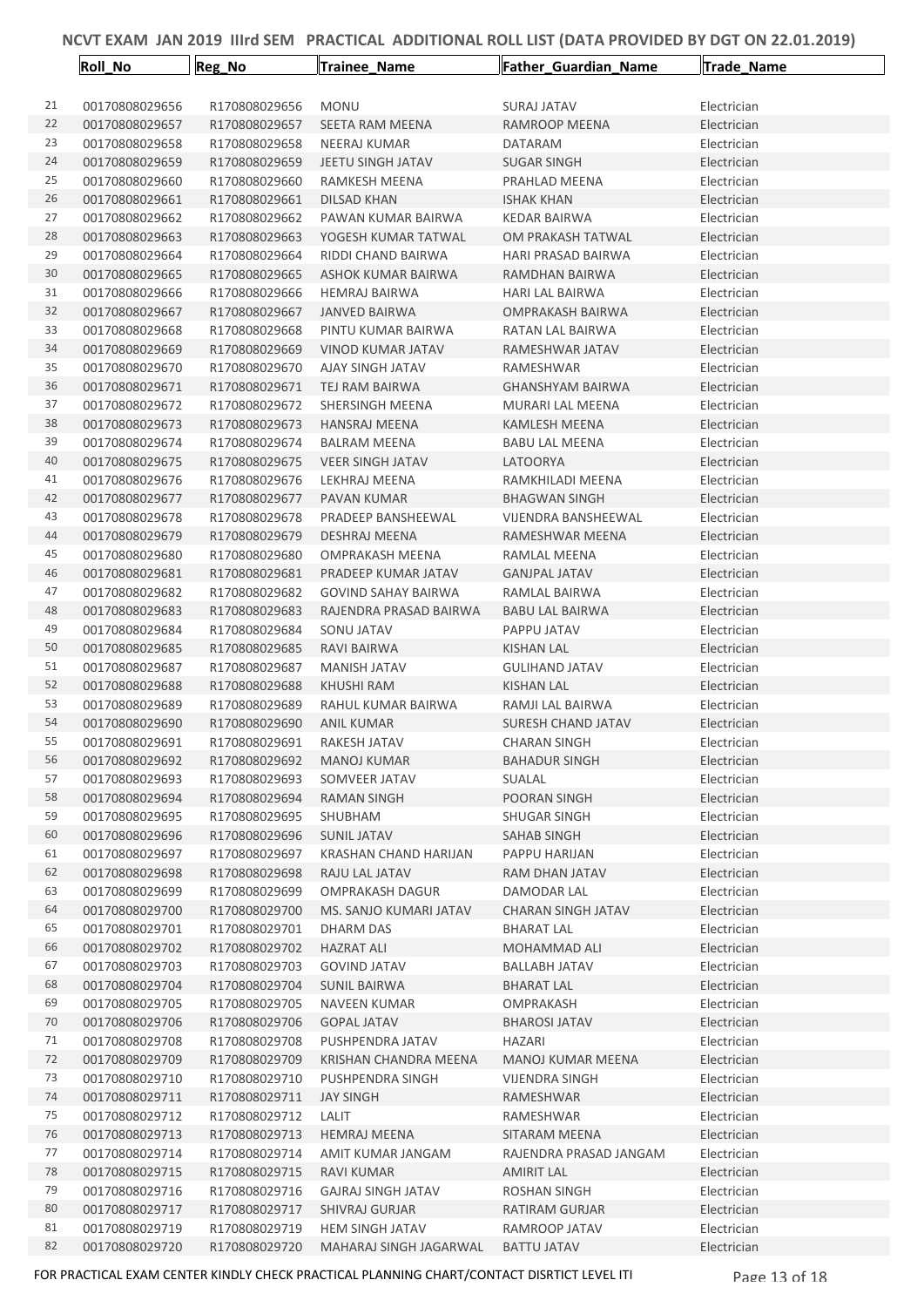# NCVT EXAM JAN 2019 IIIrd SEM PRACTICAL ADDITIONAL ROLL LIST (DATA PROVIDED BY DGT ON 22.01.2019)

| | Roll_No | Reg_No | Trainee_Name | Father_Guardian_Name | Trade_Name |
|---|---|---|---|---|---|
| 21 | 00170808029656 | R170808029656 | MONU | SURAJ JATAV | Electrician |
| 22 | 00170808029657 | R170808029657 | SEETA RAM MEENA | RAMROOP MEENA | Electrician |
| 23 | 00170808029658 | R170808029658 | NEERAJ KUMAR | DATARAM | Electrician |
| 24 | 00170808029659 | R170808029659 | JEETU SINGH JATAV | SUGAR SINGH | Electrician |
| 25 | 00170808029660 | R170808029660 | RAMKESH MEENA | PRAHLAD MEENA | Electrician |
| 26 | 00170808029661 | R170808029661 | DILSAD KHAN | ISHAK KHAN | Electrician |
| 27 | 00170808029662 | R170808029662 | PAWAN KUMAR BAIRWA | KEDAR BAIRWA | Electrician |
| 28 | 00170808029663 | R170808029663 | YOGESH KUMAR TATWAL | OM PRAKASH TATWAL | Electrician |
| 29 | 00170808029664 | R170808029664 | RIDDI CHAND BAIRWA | HARI PRASAD BAIRWA | Electrician |
| 30 | 00170808029665 | R170808029665 | ASHOK KUMAR BAIRWA | RAMDHAN BAIRWA | Electrician |
| 31 | 00170808029666 | R170808029666 | HEMRAJ BAIRWA | HARI LAL BAIRWA | Electrician |
| 32 | 00170808029667 | R170808029667 | JANVED BAIRWA | OMPRAKASH BAIRWA | Electrician |
| 33 | 00170808029668 | R170808029668 | PINTU KUMAR BAIRWA | RATAN LAL BAIRWA | Electrician |
| 34 | 00170808029669 | R170808029669 | VINOD KUMAR JATAV | RAMESHWAR JATAV | Electrician |
| 35 | 00170808029670 | R170808029670 | AJAY SINGH JATAV | RAMESHWAR | Electrician |
| 36 | 00170808029671 | R170808029671 | TEJ RAM BAIRWA | GHANSHYAM BAIRWA | Electrician |
| 37 | 00170808029672 | R170808029672 | SHERSINGH MEENA | MURARI LAL MEENA | Electrician |
| 38 | 00170808029673 | R170808029673 | HANSRAJ MEENA | KAMLESH MEENA | Electrician |
| 39 | 00170808029674 | R170808029674 | BALRAM MEENA | BABU LAL MEENA | Electrician |
| 40 | 00170808029675 | R170808029675 | VEER SINGH JATAV | LATOORYA | Electrician |
| 41 | 00170808029676 | R170808029676 | LEKHRAJ MEENA | RAMKHILADI MEENA | Electrician |
| 42 | 00170808029677 | R170808029677 | PAVAN KUMAR | BHAGWAN SINGH | Electrician |
| 43 | 00170808029678 | R170808029678 | PRADEEP BANSHEEWAL | VIJENDRA BANSHEEWAL | Electrician |
| 44 | 00170808029679 | R170808029679 | DESHRAJ MEENA | RAMESHWAR MEENA | Electrician |
| 45 | 00170808029680 | R170808029680 | OMPRAKASH MEENA | RAMLAL MEENA | Electrician |
| 46 | 00170808029681 | R170808029681 | PRADEEP KUMAR JATAV | GANJPAL JATAV | Electrician |
| 47 | 00170808029682 | R170808029682 | GOVIND SAHAY BAIRWA | RAMLAL BAIRWA | Electrician |
| 48 | 00170808029683 | R170808029683 | RAJENDRA PRASAD BAIRWA | BABU LAL BAIRWA | Electrician |
| 49 | 00170808029684 | R170808029684 | SONU JATAV | PAPPU JATAV | Electrician |
| 50 | 00170808029685 | R170808029685 | RAVI BAIRWA | KISHAN LAL | Electrician |
| 51 | 00170808029687 | R170808029687 | MANISH JATAV | GULIHAND JATAV | Electrician |
| 52 | 00170808029688 | R170808029688 | KHUSHI RAM | KISHAN LAL | Electrician |
| 53 | 00170808029689 | R170808029689 | RAHUL KUMAR BAIRWA | RAMJI LAL BAIRWA | Electrician |
| 54 | 00170808029690 | R170808029690 | ANIL KUMAR | SURESH CHAND JATAV | Electrician |
| 55 | 00170808029691 | R170808029691 | RAKESH JATAV | CHARAN SINGH | Electrician |
| 56 | 00170808029692 | R170808029692 | MANOJ KUMAR | BAHADUR SINGH | Electrician |
| 57 | 00170808029693 | R170808029693 | SOMVEER JATAV | SUALAL | Electrician |
| 58 | 00170808029694 | R170808029694 | RAMAN SINGH | POORAN SINGH | Electrician |
| 59 | 00170808029695 | R170808029695 | SHUBHAM | SHUGAR SINGH | Electrician |
| 60 | 00170808029696 | R170808029696 | SUNIL JATAV | SAHAB SINGH | Electrician |
| 61 | 00170808029697 | R170808029697 | KRASHAN CHAND HARIJAN | PAPPU HARIJAN | Electrician |
| 62 | 00170808029698 | R170808029698 | RAJU LAL JATAV | RAM DHAN JATAV | Electrician |
| 63 | 00170808029699 | R170808029699 | OMPRAKASH DAGUR | DAMODAR LAL | Electrician |
| 64 | 00170808029700 | R170808029700 | MS. SANJO KUMARI JATAV | CHARAN SINGH JATAV | Electrician |
| 65 | 00170808029701 | R170808029701 | DHARM DAS | BHARAT LAL | Electrician |
| 66 | 00170808029702 | R170808029702 | HAZRAT ALI | MOHAMMAD ALI | Electrician |
| 67 | 00170808029703 | R170808029703 | GOVIND JATAV | BALLABH JATAV | Electrician |
| 68 | 00170808029704 | R170808029704 | SUNIL BAIRWA | BHARAT LAL | Electrician |
| 69 | 00170808029705 | R170808029705 | NAVEEN KUMAR | OMPRAKASH | Electrician |
| 70 | 00170808029706 | R170808029706 | GOPAL JATAV | BHAROSI JATAV | Electrician |
| 71 | 00170808029708 | R170808029708 | PUSHPENDRA JATAV | HAZARI | Electrician |
| 72 | 00170808029709 | R170808029709 | KRISHAN CHANDRA MEENA | MANOJ KUMAR MEENA | Electrician |
| 73 | 00170808029710 | R170808029710 | PUSHPENDRA SINGH | VIJENDRA SINGH | Electrician |
| 74 | 00170808029711 | R170808029711 | JAY SINGH | RAMESHWAR | Electrician |
| 75 | 00170808029712 | R170808029712 | LALIT | RAMESHWAR | Electrician |
| 76 | 00170808029713 | R170808029713 | HEMRAJ MEENA | SITARAM MEENA | Electrician |
| 77 | 00170808029714 | R170808029714 | AMIT KUMAR JANGAM | RAJENDRA PRASAD JANGAM | Electrician |
| 78 | 00170808029715 | R170808029715 | RAVI KUMAR | AMIRIT LAL | Electrician |
| 79 | 00170808029716 | R170808029716 | GAJRAJ SINGH JATAV | ROSHAN SINGH | Electrician |
| 80 | 00170808029717 | R170808029717 | SHIVRAJ GURJAR | RATIRAM GURJAR | Electrician |
| 81 | 00170808029719 | R170808029719 | HEM SINGH JATAV | RAMROOP JATAV | Electrician |
| 82 | 00170808029720 | R170808029720 | MAHARAJ SINGH JAGARWAL | BATTU JATAV | Electrician |

FOR PRACTICAL EXAM CENTER KINDLY CHECK PRACTICAL PLANNING CHART/CONTACT DISRTICT LEVEL ITI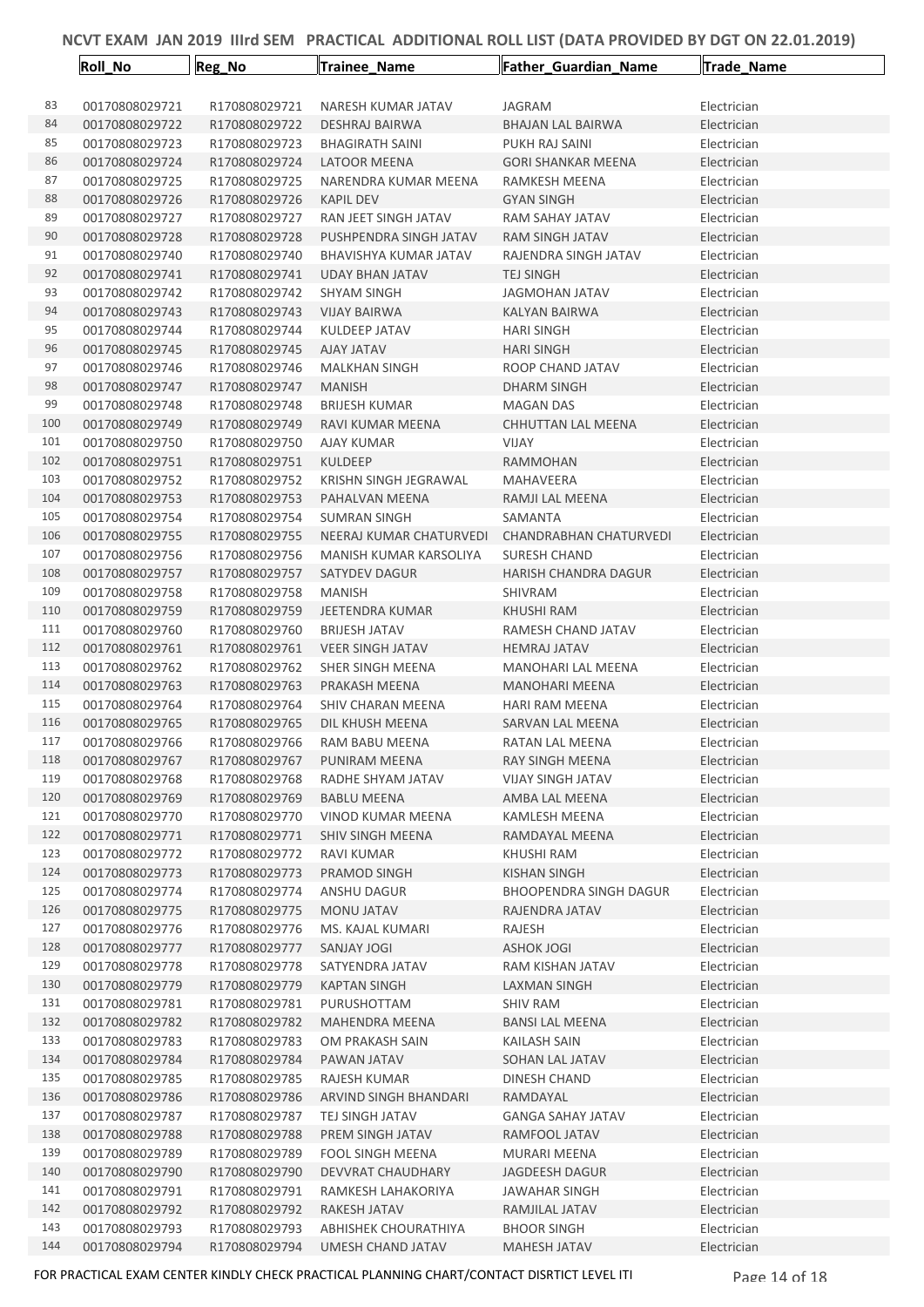# NCVT EXAM JAN 2019 IIIrd SEM PRACTICAL ADDITIONAL ROLL LIST (DATA PROVIDED BY DGT ON 22.01.2019)

| | Roll_No | Reg_No | Trainee_Name | Father_Guardian_Name | Trade_Name |
|---|---|---|---|---|---|
| 83 | 00170808029721 | R170808029721 | NARESH KUMAR JATAV | JAGRAM | Electrician |
| 84 | 00170808029722 | R170808029722 | DESHRAJ BAIRWA | BHAJAN LAL BAIRWA | Electrician |
| 85 | 00170808029723 | R170808029723 | BHAGIRATH SAINI | PUKH RAJ SAINI | Electrician |
| 86 | 00170808029724 | R170808029724 | LATOOR MEENA | GORI SHANKAR MEENA | Electrician |
| 87 | 00170808029725 | R170808029725 | NARENDRA KUMAR MEENA | RAMKESH MEENA | Electrician |
| 88 | 00170808029726 | R170808029726 | KAPIL DEV | GYAN SINGH | Electrician |
| 89 | 00170808029727 | R170808029727 | RAN JEET SINGH JATAV | RAM SAHAY JATAV | Electrician |
| 90 | 00170808029728 | R170808029728 | PUSHPENDRA SINGH JATAV | RAM SINGH JATAV | Electrician |
| 91 | 00170808029740 | R170808029740 | BHAVISHYA KUMAR JATAV | RAJENDRA SINGH JATAV | Electrician |
| 92 | 00170808029741 | R170808029741 | UDAY BHAN JATAV | TEJ SINGH | Electrician |
| 93 | 00170808029742 | R170808029742 | SHYAM SINGH | JAGMOHAN JATAV | Electrician |
| 94 | 00170808029743 | R170808029743 | VIJAY BAIRWA | KALYAN BAIRWA | Electrician |
| 95 | 00170808029744 | R170808029744 | KULDEEP JATAV | HARI SINGH | Electrician |
| 96 | 00170808029745 | R170808029745 | AJAY JATAV | HARI SINGH | Electrician |
| 97 | 00170808029746 | R170808029746 | MALKHAN SINGH | ROOP CHAND JATAV | Electrician |
| 98 | 00170808029747 | R170808029747 | MANISH | DHARM SINGH | Electrician |
| 99 | 00170808029748 | R170808029748 | BRIJESH KUMAR | MAGAN DAS | Electrician |
| 100 | 00170808029749 | R170808029749 | RAVI KUMAR MEENA | CHHUTTAN LAL MEENA | Electrician |
| 101 | 00170808029750 | R170808029750 | AJAY KUMAR | VIJAY | Electrician |
| 102 | 00170808029751 | R170808029751 | KULDEEP | RAMMOHAN | Electrician |
| 103 | 00170808029752 | R170808029752 | KRISHN SINGH JEGRAWAL | MAHAVEERA | Electrician |
| 104 | 00170808029753 | R170808029753 | PAHALVAN MEENA | RAMJI LAL MEENA | Electrician |
| 105 | 00170808029754 | R170808029754 | SUMRAN SINGH | SAMANTA | Electrician |
| 106 | 00170808029755 | R170808029755 | NEERAJ KUMAR CHATURVEDI | CHANDRABHAN CHATURVEDI | Electrician |
| 107 | 00170808029756 | R170808029756 | MANISH KUMAR KARSOLIYA | SURESH CHAND | Electrician |
| 108 | 00170808029757 | R170808029757 | SATYDEV DAGUR | HARISH CHANDRA DAGUR | Electrician |
| 109 | 00170808029758 | R170808029758 | MANISH | SHIVRAM | Electrician |
| 110 | 00170808029759 | R170808029759 | JEETENDRA KUMAR | KHUSHI RAM | Electrician |
| 111 | 00170808029760 | R170808029760 | BRIJESH JATAV | RAMESH CHAND JATAV | Electrician |
| 112 | 00170808029761 | R170808029761 | VEER SINGH JATAV | HEMRAJ JATAV | Electrician |
| 113 | 00170808029762 | R170808029762 | SHER SINGH MEENA | MANOHARI LAL MEENA | Electrician |
| 114 | 00170808029763 | R170808029763 | PRAKASH MEENA | MANOHARI MEENA | Electrician |
| 115 | 00170808029764 | R170808029764 | SHIV CHARAN MEENA | HARI RAM MEENA | Electrician |
| 116 | 00170808029765 | R170808029765 | DIL KHUSH MEENA | SARVAN LAL MEENA | Electrician |
| 117 | 00170808029766 | R170808029766 | RAM BABU MEENA | RATAN LAL MEENA | Electrician |
| 118 | 00170808029767 | R170808029767 | PUNIRAM MEENA | RAY SINGH MEENA | Electrician |
| 119 | 00170808029768 | R170808029768 | RADHE SHYAM JATAV | VIJAY SINGH JATAV | Electrician |
| 120 | 00170808029769 | R170808029769 | BABLU MEENA | AMBA LAL MEENA | Electrician |
| 121 | 00170808029770 | R170808029770 | VINOD KUMAR MEENA | KAMLESH MEENA | Electrician |
| 122 | 00170808029771 | R170808029771 | SHIV SINGH MEENA | RAMDAYAL MEENA | Electrician |
| 123 | 00170808029772 | R170808029772 | RAVI KUMAR | KHUSHI RAM | Electrician |
| 124 | 00170808029773 | R170808029773 | PRAMOD SINGH | KISHAN SINGH | Electrician |
| 125 | 00170808029774 | R170808029774 | ANSHU DAGUR | BHOOPENDRA SINGH DAGUR | Electrician |
| 126 | 00170808029775 | R170808029775 | MONU JATAV | RAJENDRA JATAV | Electrician |
| 127 | 00170808029776 | R170808029776 | MS. KAJAL KUMARI | RAJESH | Electrician |
| 128 | 00170808029777 | R170808029777 | SANJAY JOGI | ASHOK JOGI | Electrician |
| 129 | 00170808029778 | R170808029778 | SATYENDRA JATAV | RAM KISHAN JATAV | Electrician |
| 130 | 00170808029779 | R170808029779 | KAPTAN SINGH | LAXMAN SINGH | Electrician |
| 131 | 00170808029781 | R170808029781 | PURUSHOTTAM | SHIV RAM | Electrician |
| 132 | 00170808029782 | R170808029782 | MAHENDRA MEENA | BANSI LAL MEENA | Electrician |
| 133 | 00170808029783 | R170808029783 | OM PRAKASH SAIN | KAILASH SAIN | Electrician |
| 134 | 00170808029784 | R170808029784 | PAWAN JATAV | SOHAN LAL JATAV | Electrician |
| 135 | 00170808029785 | R170808029785 | RAJESH KUMAR | DINESH CHAND | Electrician |
| 136 | 00170808029786 | R170808029786 | ARVIND SINGH BHANDARI | RAMDAYAL | Electrician |
| 137 | 00170808029787 | R170808029787 | TEJ SINGH JATAV | GANGA SAHAY JATAV | Electrician |
| 138 | 00170808029788 | R170808029788 | PREM SINGH JATAV | RAMFOOL JATAV | Electrician |
| 139 | 00170808029789 | R170808029789 | FOOL SINGH MEENA | MURARI MEENA | Electrician |
| 140 | 00170808029790 | R170808029790 | DEVVRAT CHAUDHARY | JAGDEESH DAGUR | Electrician |
| 141 | 00170808029791 | R170808029791 | RAMKESH LAHAKORIYA | JAWAHAR SINGH | Electrician |
| 142 | 00170808029792 | R170808029792 | RAKESH JATAV | RAMJILAL JATAV | Electrician |
| 143 | 00170808029793 | R170808029793 | ABHISHEK CHOURATHIYA | BHOOR SINGH | Electrician |
| 144 | 00170808029794 | R170808029794 | UMESH CHAND JATAV | MAHESH JATAV | Electrician |

FOR PRACTICAL EXAM CENTER KINDLY CHECK PRACTICAL PLANNING CHART/CONTACT DISRTICT LEVEL ITI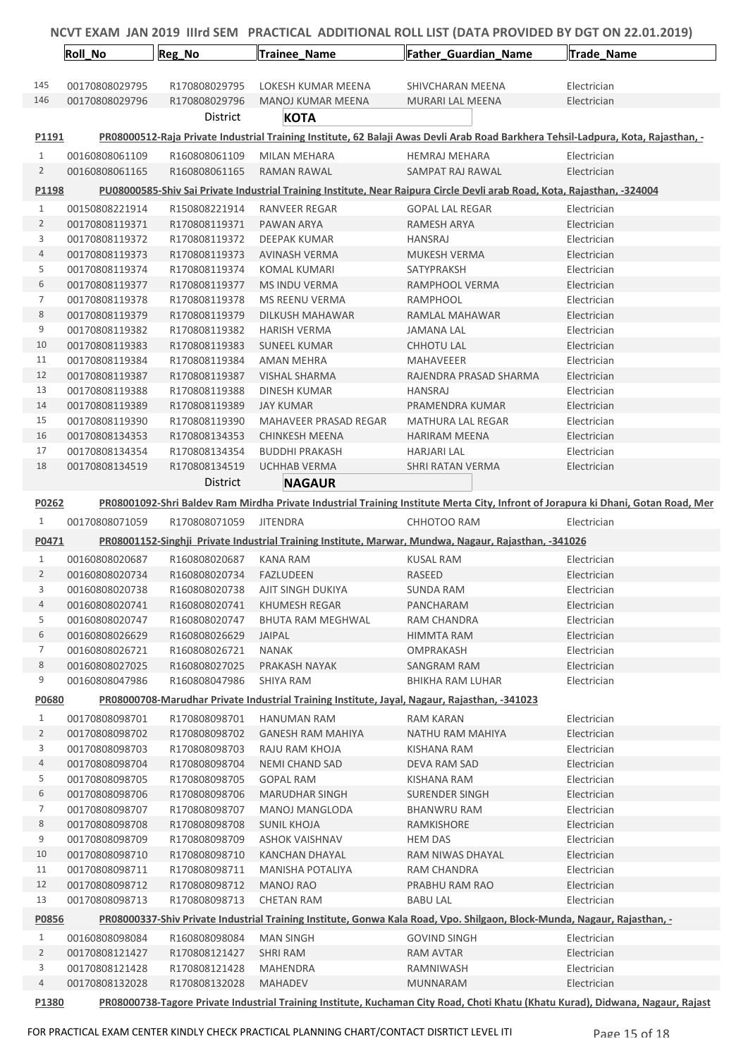# NCVT EXAM JAN 2019 IIIrd SEM PRACTICAL ADDITIONAL ROLL LIST (DATA PROVIDED BY DGT ON 22.01.2019)

| | Roll_No | Reg_No | Trainee_Name | Father_Guardian_Name | Trade_Name |
|---|---|---|---|---|---|
| 145 | 00170808029795 | R170808029795 | LOKESH KUMAR MEENA | SHIVCHARAN MEENA | Electrician |
| 146 | 00170808029796 | R170808029796 | MANOJ KUMAR MEENA | MURARI LAL MEENA | Electrician |

District **KOTA**

**P1191** PR08000512-Raja Private Industrial Training Institute, 62 Balaji Awas Devli Arab Road Barkhera Tehsil-Ladpura, Kota, Rajasthan, -

| | Roll_No | Reg_No | Trainee_Name | Father_Guardian_Name | Trade_Name |
|---|---|---|---|---|---|
| 1 | 00160808061109 | R160808061109 | MILAN MEHARA | HEMRAJ MEHARA | Electrician |
| 2 | 00160808061165 | R160808061165 | RAMAN RAWAL | SAMPAT RAJ RAWAL | Electrician |

**P1198** PU08000585-Shiv Sai Private Industrial Training Institute, Near Raipura Circle Devli arab Road, Kota, Rajasthan, -324004

| | Roll_No | Reg_No | Trainee_Name | Father_Guardian_Name | Trade_Name |
|---|---|---|---|---|---|
| 1 | 00150808221914 | R150808221914 | RANVEER REGAR | GOPAL LAL REGAR | Electrician |
| 2 | 00170808119371 | R170808119371 | PAWAN ARYA | RAMESH ARYA | Electrician |
| 3 | 00170808119372 | R170808119372 | DEEPAK KUMAR | HANSRAJ | Electrician |
| 4 | 00170808119373 | R170808119373 | AVINASH VERMA | MUKESH VERMA | Electrician |
| 5 | 00170808119374 | R170808119374 | KOMAL KUMARI | SATYPRAKSH | Electrician |
| 6 | 00170808119377 | R170808119377 | MS INDU VERMA | RAMPHOOL VERMA | Electrician |
| 7 | 00170808119378 | R170808119378 | MS REENU VERMA | RAMPHOOL | Electrician |
| 8 | 00170808119379 | R170808119379 | DILKUSH MAHAWAR | RAMLAL MAHAWAR | Electrician |
| 9 | 00170808119382 | R170808119382 | HARISH VERMA | JAMANA LAL | Electrician |
| 10 | 00170808119383 | R170808119383 | SUNEEL KUMAR | CHHOTU LAL | Electrician |
| 11 | 00170808119384 | R170808119384 | AMAN MEHRA | MAHAVEER | Electrician |
| 12 | 00170808119387 | R170808119387 | VISHAL SHARMA | RAJENDRA PRASAD SHARMA | Electrician |
| 13 | 00170808119388 | R170808119388 | DINESH KUMAR | HANSRAJ | Electrician |
| 14 | 00170808119389 | R170808119389 | JAY KUMAR | PRAMENDRA KUMAR | Electrician |
| 15 | 00170808119390 | R170808119390 | MAHAVEER PRASAD REGAR | MATHURA LAL REGAR | Electrician |
| 16 | 00170808134353 | R170808134353 | CHINKESH MEENA | HARIRAM MEENA | Electrician |
| 17 | 00170808134354 | R170808134354 | BUDDHI PRAKASH | HARJARI LAL | Electrician |
| 18 | 00170808134519 | R170808134519 | UCHHAB VERMA | SHRI RATAN VERMA | Electrician |

District **NAGAUR**

**P0262** PR08001092-Shri Baldev Ram Mirdha Private Industrial Training Institute Merta City, Infront of Jorapura ki Dhani, Gotan Road, Mer

| | Roll_No | Reg_No | Trainee_Name | Father_Guardian_Name | Trade_Name |
|---|---|---|---|---|---|
| 1 | 00170808071059 | R170808071059 | JITENDRA | CHHOTOO RAM | Electrician |

**P0471** PR08001152-Singhji Private Industrial Training Institute, Marwar, Mundwa, Nagaur, Rajasthan, -341026

| | Roll_No | Reg_No | Trainee_Name | Father_Guardian_Name | Trade_Name |
|---|---|---|---|---|---|
| 1 | 00160808020687 | R160808020687 | KANA RAM | KUSAL RAM | Electrician |
| 2 | 00160808020734 | R160808020734 | FAZLUDEEN | RASEED | Electrician |
| 3 | 00160808020738 | R160808020738 | AJIT SINGH DUKIYA | SUNDA RAM | Electrician |
| 4 | 00160808020741 | R160808020741 | KHUMESH REGAR | PANCHARAM | Electrician |
| 5 | 00160808020747 | R160808020747 | BHUTA RAM MEGHWAL | RAM CHANDRA | Electrician |
| 6 | 00160808026629 | R160808026629 | JAIPAL | HIMMTA RAM | Electrician |
| 7 | 00160808026721 | R160808026721 | NANAK | OMPRAKASH | Electrician |
| 8 | 00160808027025 | R160808027025 | PRAKASH NAYAK | SANGRAM RAM | Electrician |
| 9 | 00160808047986 | R160808047986 | SHIYA RAM | BHIKHA RAM LUHAR | Electrician |

**P0680** PR08000708-Marudhar Private Industrial Training Institute, Jayal, Nagaur, Rajasthan, -341023

| | Roll_No | Reg_No | Trainee_Name | Father_Guardian_Name | Trade_Name |
|---|---|---|---|---|---|
| 1 | 00170808098701 | R170808098701 | HANUMAN RAM | RAM KARAN | Electrician |
| 2 | 00170808098702 | R170808098702 | GANESH RAM MAHIYA | NATHU RAM MAHIYA | Electrician |
| 3 | 00170808098703 | R170808098703 | RAJU RAM KHOJA | KISHANA RAM | Electrician |
| 4 | 00170808098704 | R170808098704 | NEMI CHAND SAD | DEVA RAM SAD | Electrician |
| 5 | 00170808098705 | R170808098705 | GOPAL RAM | KISHANA RAM | Electrician |
| 6 | 00170808098706 | R170808098706 | MARUDHAR SINGH | SURENDER SINGH | Electrician |
| 7 | 00170808098707 | R170808098707 | MANOJ MANGLODA | BHANWRU RAM | Electrician |
| 8 | 00170808098708 | R170808098708 | SUNIL KHOJA | RAMKISHORE | Electrician |
| 9 | 00170808098709 | R170808098709 | ASHOK VAISHNAV | HEM DAS | Electrician |
| 10 | 00170808098710 | R170808098710 | KANCHAN DHAYAL | RAM NIWAS DHAYAL | Electrician |
| 11 | 00170808098711 | R170808098711 | MANISHA POTALIYA | RAM CHANDRA | Electrician |
| 12 | 00170808098712 | R170808098712 | MANOJ RAO | PRABHU RAM RAO | Electrician |
| 13 | 00170808098713 | R170808098713 | CHETAN RAM | BABU LAL | Electrician |

**P0856** PR08000337-Shiv Private Industrial Training Institute, Gonwa Kala Road, Vpo. Shilgaon, Block-Munda, Nagaur, Rajasthan, -

| | Roll_No | Reg_No | Trainee_Name | Father_Guardian_Name | Trade_Name |
|---|---|---|---|---|---|
| 1 | 00160808098084 | R160808098084 | MAN SINGH | GOVIND SINGH | Electrician |
| 2 | 00170808121427 | R170808121427 | SHRI RAM | RAM AVTAR | Electrician |
| 3 | 00170808121428 | R170808121428 | MAHENDRA | RAMNIWASH | Electrician |
| 4 | 00170808132028 | R170808132028 | MAHADEV | MUNNARAM | Electrician |

**P1380** PR08000738-Tagore Private Industrial Training Institute, Kuchaman City Road, Choti Khatu (Khatu Kurad), Didwana, Nagaur, Rajast

FOR PRACTICAL EXAM CENTER KINDLY CHECK PRACTICAL PLANNING CHART/CONTACT DISRTICT LEVEL ITI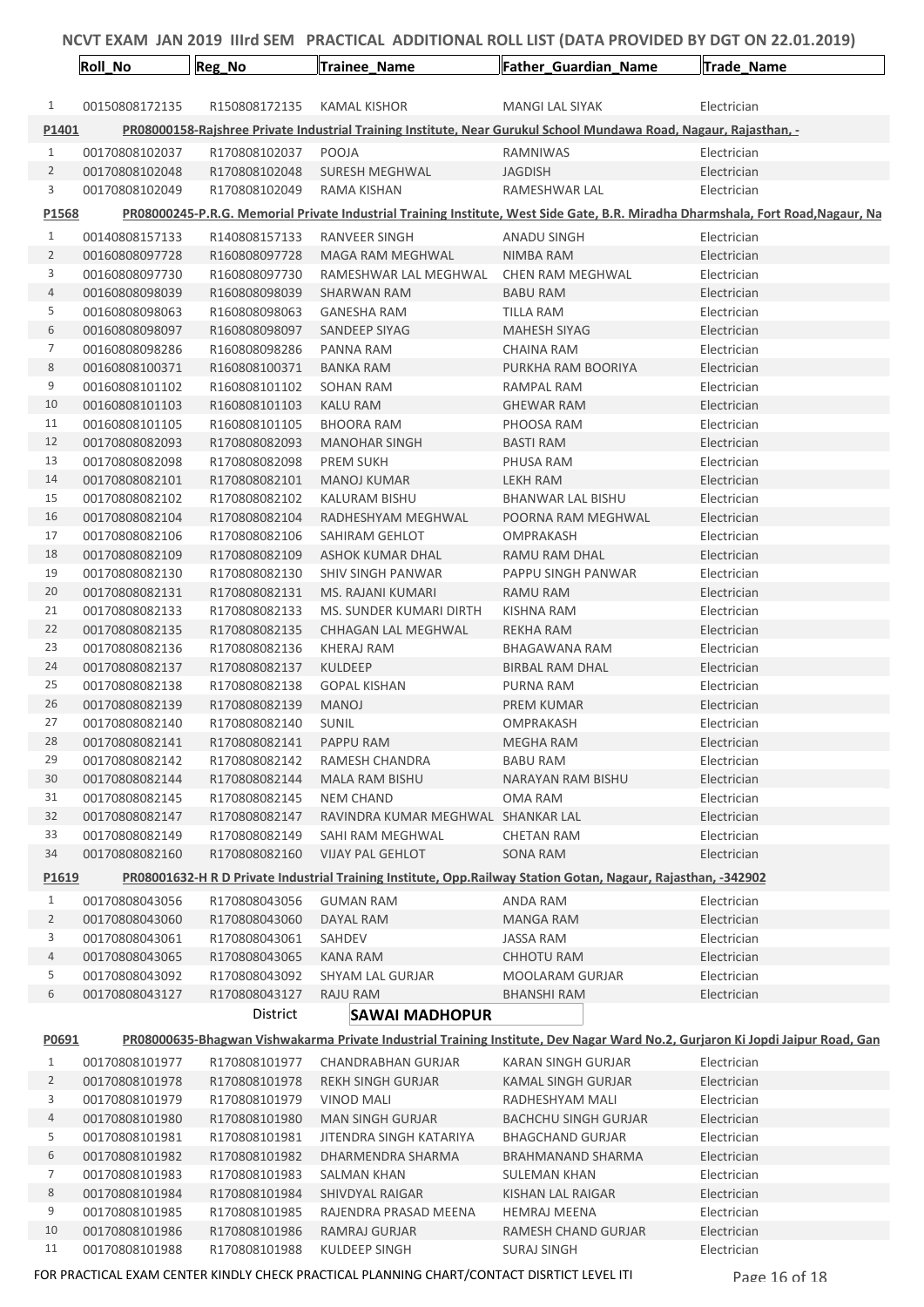# NCVT EXAM JAN 2019 IIIrd SEM PRACTICAL ADDITIONAL ROLL LIST (DATA PROVIDED BY DGT ON 22.01.2019)

| | Roll_No | Reg_No | Trainee_Name | Father_Guardian_Name | Trade_Name |
|---|---|---|---|---|---|
| 1 | 00150808172135 | R150808172135 | KAMAL KISHOR | MANGI LAL SIYAK | Electrician |

**P1401** PR08000158-Rajshree Private Industrial Training Institute, Near Gurukul School Mundawa Road, Nagaur, Rajasthan, -

| | Roll_No | Reg_No | Trainee_Name | Father_Guardian_Name | Trade_Name |
|---|---|---|---|---|---|
| 1 | 00170808102037 | R170808102037 | POOJA | RAMNIWAS | Electrician |
| 2 | 00170808102048 | R170808102048 | SURESH MEGHWAL | JAGDISH | Electrician |
| 3 | 00170808102049 | R170808102049 | RAMA KISHAN | RAMESHWAR LAL | Electrician |

**P1568** PR08000245-P.R.G. Memorial Private Industrial Training Institute, West Side Gate, B.R. Miradha Dharmshala, Fort Road,Nagaur, Na

| | Roll_No | Reg_No | Trainee_Name | Father_Guardian_Name | Trade_Name |
|---|---|---|---|---|---|
| 1 | 00140808157133 | R140808157133 | RANVEER SINGH | ANADU SINGH | Electrician |
| 2 | 00160808097728 | R160808097728 | MAGA RAM MEGHWAL | NIMBA RAM | Electrician |
| 3 | 00160808097730 | R160808097730 | RAMESHWAR LAL MEGHWAL | CHEN RAM MEGHWAL | Electrician |
| 4 | 00160808098039 | R160808098039 | SHARWAN RAM | BABU RAM | Electrician |
| 5 | 00160808098063 | R160808098063 | GANESHA RAM | TILLA RAM | Electrician |
| 6 | 00160808098097 | R160808098097 | SANDEEP SIYAG | MAHESH SIYAG | Electrician |
| 7 | 00160808098286 | R160808098286 | PANNA RAM | CHAINA RAM | Electrician |
| 8 | 00160808100371 | R160808100371 | BANKA RAM | PURKHA RAM BOORIYA | Electrician |
| 9 | 00160808101102 | R160808101102 | SOHAN RAM | RAMPAL RAM | Electrician |
| 10 | 00160808101103 | R160808101103 | KALU RAM | GHEWAR RAM | Electrician |
| 11 | 00160808101105 | R160808101105 | BHOORA RAM | PHOOSA RAM | Electrician |
| 12 | 00170808082093 | R170808082093 | MANOHAR SINGH | BASTI RAM | Electrician |
| 13 | 00170808082098 | R170808082098 | PREM SUKH | PHUSA RAM | Electrician |
| 14 | 00170808082101 | R170808082101 | MANOJ KUMAR | LEKH RAM | Electrician |
| 15 | 00170808082102 | R170808082102 | KALURAM BISHU | BHANWAR LAL BISHU | Electrician |
| 16 | 00170808082104 | R170808082104 | RADHESHYAM MEGHWAL | POORNA RAM MEGHWAL | Electrician |
| 17 | 00170808082106 | R170808082106 | SAHIRAM GEHLOT | OMPRAKASH | Electrician |
| 18 | 00170808082109 | R170808082109 | ASHOK KUMAR DHAL | RAMU RAM DHAL | Electrician |
| 19 | 00170808082130 | R170808082130 | SHIV SINGH PANWAR | PAPPU SINGH PANWAR | Electrician |
| 20 | 00170808082131 | R170808082131 | MS. RAJANI KUMARI | RAMU RAM | Electrician |
| 21 | 00170808082133 | R170808082133 | MS. SUNDER KUMARI DIRTH | KISHNA RAM | Electrician |
| 22 | 00170808082135 | R170808082135 | CHHAGAN LAL MEGHWAL | REKHA RAM | Electrician |
| 23 | 00170808082136 | R170808082136 | KHERAJ RAM | BHAGAWANA RAM | Electrician |
| 24 | 00170808082137 | R170808082137 | KULDEEP | BIRBAL RAM DHAL | Electrician |
| 25 | 00170808082138 | R170808082138 | GOPAL KISHAN | PURNA RAM | Electrician |
| 26 | 00170808082139 | R170808082139 | MANOJ | PREM KUMAR | Electrician |
| 27 | 00170808082140 | R170808082140 | SUNIL | OMPRAKASH | Electrician |
| 28 | 00170808082141 | R170808082141 | PAPPU RAM | MEGHA RAM | Electrician |
| 29 | 00170808082142 | R170808082142 | RAMESH CHANDRA | BABU RAM | Electrician |
| 30 | 00170808082144 | R170808082144 | MALA RAM BISHU | NARAYAN RAM BISHU | Electrician |
| 31 | 00170808082145 | R170808082145 | NEM CHAND | OMA RAM | Electrician |
| 32 | 00170808082147 | R170808082147 | RAVINDRA KUMAR MEGHWAL | SHANKAR LAL | Electrician |
| 33 | 00170808082149 | R170808082149 | SAHI RAM MEGHWAL | CHETAN RAM | Electrician |
| 34 | 00170808082160 | R170808082160 | VIJAY PAL GEHLOT | SONA RAM | Electrician |

**P1619** PR08001632-H R D Private Industrial Training Institute, Opp.Railway Station Gotan, Nagaur, Rajasthan, -342902

| | Roll_No | Reg_No | Trainee_Name | Father_Guardian_Name | Trade_Name |
|---|---|---|---|---|---|
| 1 | 00170808043056 | R170808043056 | GUMAN RAM | ANDA RAM | Electrician |
| 2 | 00170808043060 | R170808043060 | DAYAL RAM | MANGA RAM | Electrician |
| 3 | 00170808043061 | R170808043061 | SAHDEV | JASSA RAM | Electrician |
| 4 | 00170808043065 | R170808043065 | KANA RAM | CHHOTU RAM | Electrician |
| 5 | 00170808043092 | R170808043092 | SHYAM LAL GURJAR | MOOLARAM GURJAR | Electrician |
| 6 | 00170808043127 | R170808043127 | RAJU RAM | BHANSHI RAM | Electrician |

District **SAWAI MADHOPUR**

**P0691** PR08000635-Bhagwan Vishwakarma Private Industrial Training Institute, Dev Nagar Ward No.2, Gurjaron Ki Jopdi Jaipur Road, Gan

| | Roll_No | Reg_No | Trainee_Name | Father_Guardian_Name | Trade_Name |
|---|---|---|---|---|---|
| 1 | 00170808101977 | R170808101977 | CHANDRABHAN GURJAR | KARAN SINGH GURJAR | Electrician |
| 2 | 00170808101978 | R170808101978 | REKH SINGH GURJAR | KAMAL SINGH GURJAR | Electrician |
| 3 | 00170808101979 | R170808101979 | VINOD MALI | RADHESHYAM MALI | Electrician |
| 4 | 00170808101980 | R170808101980 | MAN SINGH GURJAR | BACHCHU SINGH GURJAR | Electrician |
| 5 | 00170808101981 | R170808101981 | JITENDRA SINGH KATARIYA | BHAGCHAND GURJAR | Electrician |
| 6 | 00170808101982 | R170808101982 | DHARMENDRA SHARMA | BRAHMANAND SHARMA | Electrician |
| 7 | 00170808101983 | R170808101983 | SALMAN KHAN | SULEMAN KHAN | Electrician |
| 8 | 00170808101984 | R170808101984 | SHIVDYAL RAIGAR | KISHAN LAL RAIGAR | Electrician |
| 9 | 00170808101985 | R170808101985 | RAJENDRA PRASAD MEENA | HEMRAJ MEENA | Electrician |
| 10 | 00170808101986 | R170808101986 | RAMRAJ GURJAR | RAMESH CHAND GURJAR | Electrician |
| 11 | 00170808101988 | R170808101988 | KULDEEP SINGH | SURAJ SINGH | Electrician |

FOR PRACTICAL EXAM CENTER KINDLY CHECK PRACTICAL PLANNING CHART/CONTACT DISRTICT LEVEL ITI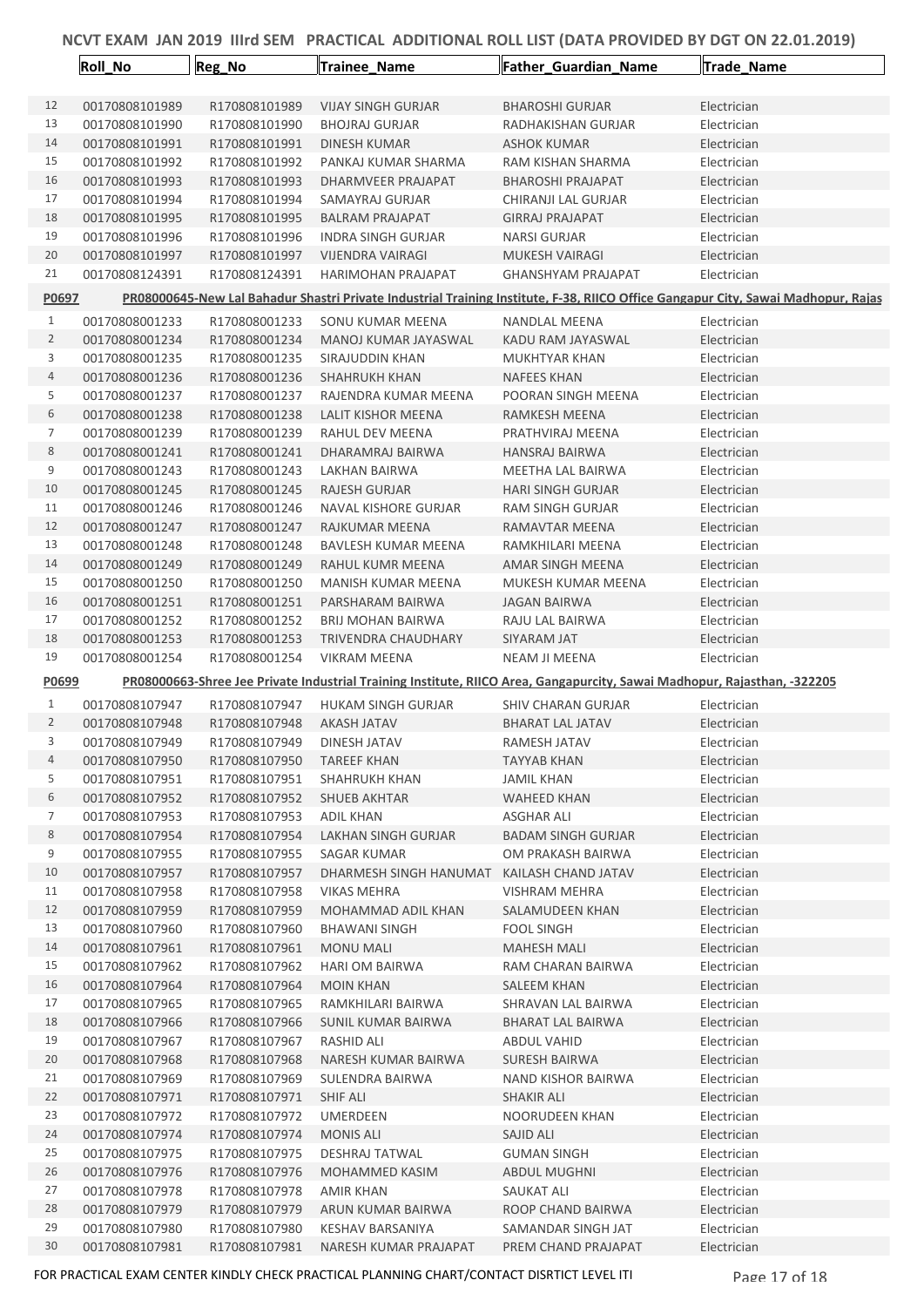# NCVT EXAM JAN 2019 IIIrd SEM PRACTICAL ADDITIONAL ROLL LIST (DATA PROVIDED BY DGT ON 22.01.2019)

| | Roll_No | Reg_No | Trainee_Name | Father_Guardian_Name | Trade_Name |
|---|---|---|---|---|---|
| 12 | 00170808101989 | R170808101989 | VIJAY SINGH GURJAR | BHAROSHI GURJAR | Electrician |
| 13 | 00170808101990 | R170808101990 | BHOJRAJ GURJAR | RADHAKISHAN GURJAR | Electrician |
| 14 | 00170808101991 | R170808101991 | DINESH KUMAR | ASHOK KUMAR | Electrician |
| 15 | 00170808101992 | R170808101992 | PANKAJ KUMAR SHARMA | RAM KISHAN SHARMA | Electrician |
| 16 | 00170808101993 | R170808101993 | DHARMVEER PRAJAPAT | BHAROSHI PRAJAPAT | Electrician |
| 17 | 00170808101994 | R170808101994 | SAMAYRAJ GURJAR | CHIRANJI LAL GURJAR | Electrician |
| 18 | 00170808101995 | R170808101995 | BALRAM PRAJAPAT | GIRRAJ PRAJAPAT | Electrician |
| 19 | 00170808101996 | R170808101996 | INDRA SINGH GURJAR | NARSI GURJAR | Electrician |
| 20 | 00170808101997 | R170808101997 | VIJENDRA VAIRAGI | MUKESH VAIRAGI | Electrician |
| 21 | 00170808124391 | R170808124391 | HARIMOHAN PRAJAPAT | GHANSHYAM PRAJAPAT | Electrician |
| **P0697** | **PR08000645-New Lal Bahadur Shastri Private Industrial Training Institute, F-38, RIICO Office Gangapur City, Sawai Madhopur, Rajas** | | | | |
| 1 | 00170808001233 | R170808001233 | SONU KUMAR MEENA | NANDLAL MEENA | Electrician |
| 2 | 00170808001234 | R170808001234 | MANOJ KUMAR JAYASWAL | KADU RAM JAYASWAL | Electrician |
| 3 | 00170808001235 | R170808001235 | SIRAJUDDIN KHAN | MUKHTYAR KHAN | Electrician |
| 4 | 00170808001236 | R170808001236 | SHAHRUKH KHAN | NAFEES KHAN | Electrician |
| 5 | 00170808001237 | R170808001237 | RAJENDRA KUMAR MEENA | POORAN SINGH MEENA | Electrician |
| 6 | 00170808001238 | R170808001238 | LALIT KISHOR MEENA | RAMKESH MEENA | Electrician |
| 7 | 00170808001239 | R170808001239 | RAHUL DEV MEENA | PRATHVIRAJ MEENA | Electrician |
| 8 | 00170808001241 | R170808001241 | DHARAMRAJ BAIRWA | HANSRAJ BAIRWA | Electrician |
| 9 | 00170808001243 | R170808001243 | LAKHAN BAIRWA | MEETHA LAL BAIRWA | Electrician |
| 10 | 00170808001245 | R170808001245 | RAJESH GURJAR | HARI SINGH GURJAR | Electrician |
| 11 | 00170808001246 | R170808001246 | NAVAL KISHORE GURJAR | RAM SINGH GURJAR | Electrician |
| 12 | 00170808001247 | R170808001247 | RAJKUMAR MEENA | RAMAVTAR MEENA | Electrician |
| 13 | 00170808001248 | R170808001248 | BAVLESH KUMAR MEENA | RAMKHILARI MEENA | Electrician |
| 14 | 00170808001249 | R170808001249 | RAHUL KUMR MEENA | AMAR SINGH MEENA | Electrician |
| 15 | 00170808001250 | R170808001250 | MANISH KUMAR MEENA | MUKESH KUMAR MEENA | Electrician |
| 16 | 00170808001251 | R170808001251 | PARSHARAM BAIRWA | JAGAN BAIRWA | Electrician |
| 17 | 00170808001252 | R170808001252 | BRIJ MOHAN BAIRWA | RAJU LAL BAIRWA | Electrician |
| 18 | 00170808001253 | R170808001253 | TRIVENDRA CHAUDHARY | SIYARAM JAT | Electrician |
| 19 | 00170808001254 | R170808001254 | VIKRAM MEENA | NEAM JI MEENA | Electrician |
| **P0699** | **PR08000663-Shree Jee Private Industrial Training Institute, RIICO Area, Gangapurcity, Sawai Madhopur, Rajasthan, -322205** | | | | |
| 1 | 00170808107947 | R170808107947 | HUKAM SINGH GURJAR | SHIV CHARAN GURJAR | Electrician |
| 2 | 00170808107948 | R170808107948 | AKASH JATAV | BHARAT LAL JATAV | Electrician |
| 3 | 00170808107949 | R170808107949 | DINESH JATAV | RAMESH JATAV | Electrician |
| 4 | 00170808107950 | R170808107950 | TAREEF KHAN | TAYYAB KHAN | Electrician |
| 5 | 00170808107951 | R170808107951 | SHAHRUKH KHAN | JAMIL KHAN | Electrician |
| 6 | 00170808107952 | R170808107952 | SHUEB AKHTAR | WAHEED KHAN | Electrician |
| 7 | 00170808107953 | R170808107953 | ADIL KHAN | ASGHAR ALI | Electrician |
| 8 | 00170808107954 | R170808107954 | LAKHAN SINGH GURJAR | BADAM SINGH GURJAR | Electrician |
| 9 | 00170808107955 | R170808107955 | SAGAR KUMAR | OM PRAKASH BAIRWA | Electrician |
| 10 | 00170808107957 | R170808107957 | DHARMESH SINGH HANUMAT | KAILASH CHAND JATAV | Electrician |
| 11 | 00170808107958 | R170808107958 | VIKAS MEHRA | VISHRAM MEHRA | Electrician |
| 12 | 00170808107959 | R170808107959 | MOHAMMAD ADIL KHAN | SALAMUDEEN KHAN | Electrician |
| 13 | 00170808107960 | R170808107960 | BHAWANI SINGH | FOOL SINGH | Electrician |
| 14 | 00170808107961 | R170808107961 | MONU MALI | MAHESH MALI | Electrician |
| 15 | 00170808107962 | R170808107962 | HARI OM BAIRWA | RAM CHARAN BAIRWA | Electrician |
| 16 | 00170808107964 | R170808107964 | MOIN KHAN | SALEEM KHAN | Electrician |
| 17 | 00170808107965 | R170808107965 | RAMKHILARI BAIRWA | SHRAVAN LAL BAIRWA | Electrician |
| 18 | 00170808107966 | R170808107966 | SUNIL KUMAR BAIRWA | BHARAT LAL BAIRWA | Electrician |
| 19 | 00170808107967 | R170808107967 | RASHID ALI | ABDUL VAHID | Electrician |
| 20 | 00170808107968 | R170808107968 | NARESH KUMAR BAIRWA | SURESH BAIRWA | Electrician |
| 21 | 00170808107969 | R170808107969 | SULENDRA BAIRWA | NAND KISHOR BAIRWA | Electrician |
| 22 | 00170808107971 | R170808107971 | SHIF ALI | SHAKIR ALI | Electrician |
| 23 | 00170808107972 | R170808107972 | UMERDEEN | NOORUDEEN KHAN | Electrician |
| 24 | 00170808107974 | R170808107974 | MONIS ALI | SAJID ALI | Electrician |
| 25 | 00170808107975 | R170808107975 | DESHRAJ TATWAL | GUMAN SINGH | Electrician |
| 26 | 00170808107976 | R170808107976 | MOHAMMED KASIM | ABDUL MUGHNI | Electrician |
| 27 | 00170808107978 | R170808107978 | AMIR KHAN | SAUKAT ALI | Electrician |
| 28 | 00170808107979 | R170808107979 | ARUN KUMAR BAIRWA | ROOP CHAND BAIRWA | Electrician |
| 29 | 00170808107980 | R170808107980 | KESHAV BARSANIYA | SAMANDAR SINGH JAT | Electrician |
| 30 | 00170808107981 | R170808107981 | NARESH KUMAR PRAJAPAT | PREM CHAND PRAJAPAT | Electrician |

FOR PRACTICAL EXAM CENTER KINDLY CHECK PRACTICAL PLANNING CHART/CONTACT DISRTICT LEVEL ITI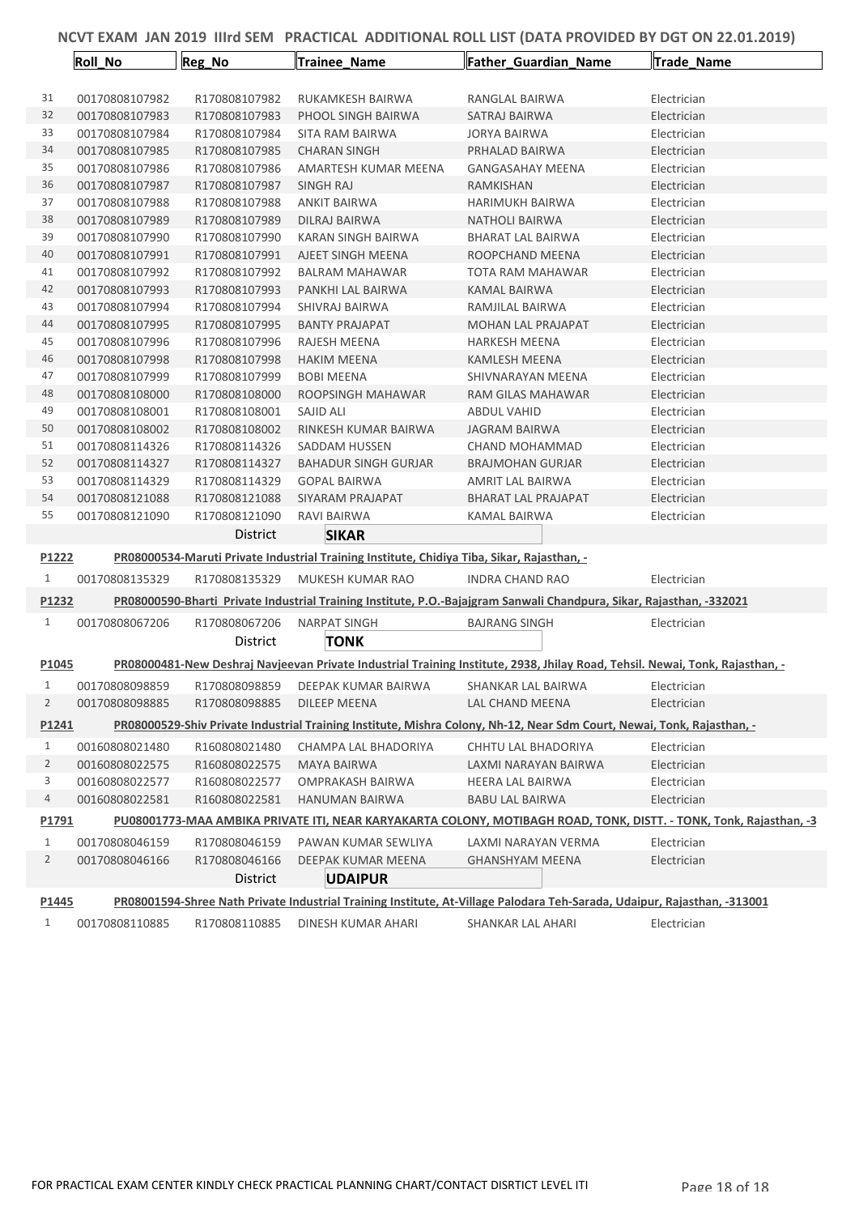# NCVT EXAM JAN 2019 IIIrd SEM PRACTICAL ADDITIONAL ROLL LIST (DATA PROVIDED BY DGT ON 22.01.2019)

| | Roll_No | Reg_No | Trainee_Name | Father_Guardian_Name | Trade_Name |
|---|---|---|---|---|---|
| 31 | 00170808107982 | R170808107982 | RUKAMKESH BAIRWA | RANGLAL BAIRWA | Electrician |
| 32 | 00170808107983 | R170808107983 | PHOOL SINGH BAIRWA | SATRAJ BAIRWA | Electrician |
| 33 | 00170808107984 | R170808107984 | SITA RAM BAIRWA | JORYA BAIRWA | Electrician |
| 34 | 00170808107985 | R170808107985 | CHARAN SINGH | PRHALAD BAIRWA | Electrician |
| 35 | 00170808107986 | R170808107986 | AMARTESH KUMAR MEENA | GANGASAHAY MEENA | Electrician |
| 36 | 00170808107987 | R170808107987 | SINGH RAJ | RAMKISHAN | Electrician |
| 37 | 00170808107988 | R170808107988 | ANKIT BAIRWA | HARIMUKH BAIRWA | Electrician |
| 38 | 00170808107989 | R170808107989 | DILRAJ BAIRWA | NATHOLI BAIRWA | Electrician |
| 39 | 00170808107990 | R170808107990 | KARAN SINGH BAIRWA | BHARAT LAL BAIRWA | Electrician |
| 40 | 00170808107991 | R170808107991 | AJEET SINGH MEENA | ROOPCHAND MEENA | Electrician |
| 41 | 00170808107992 | R170808107992 | BALRAM MAHAWAR | TOTA RAM MAHAWAR | Electrician |
| 42 | 00170808107993 | R170808107993 | PANKHI LAL BAIRWA | KAMAL BAIRWA | Electrician |
| 43 | 00170808107994 | R170808107994 | SHIVRAJ BAIRWA | RAMJILAL BAIRWA | Electrician |
| 44 | 00170808107995 | R170808107995 | BANTY PRAJAPAT | MOHAN LAL PRAJAPAT | Electrician |
| 45 | 00170808107996 | R170808107996 | RAJESH MEENA | HARKESH MEENA | Electrician |
| 46 | 00170808107998 | R170808107998 | HAKIM MEENA | KAMLESH MEENA | Electrician |
| 47 | 00170808107999 | R170808107999 | BOBI MEENA | SHIVNARAYAN MEENA | Electrician |
| 48 | 00170808108000 | R170808108000 | ROOPSINGH MAHAWAR | RAM GILAS MAHAWAR | Electrician |
| 49 | 00170808108001 | R170808108001 | SAJID ALI | ABDUL VAHID | Electrician |
| 50 | 00170808108002 | R170808108002 | RINKESH KUMAR BAIRWA | JAGRAM BAIRWA | Electrician |
| 51 | 00170808114326 | R170808114326 | SADDAM HUSSEN | CHAND MOHAMMAD | Electrician |
| 52 | 00170808114327 | R170808114327 | BAHADUR SINGH GURJAR | BRAJMOHAN GURJAR | Electrician |
| 53 | 00170808114329 | R170808114329 | GOPAL BAIRWA | AMRIT LAL BAIRWA | Electrician |
| 54 | 00170808121088 | R170808121088 | SIYARAM PRAJAPAT | BHARAT LAL PRAJAPAT | Electrician |
| 55 | 00170808121090 | R170808121090 | RAVI BAIRWA | KAMAL BAIRWA | Electrician |

District **SIKAR**

**P1222** PR08000534-Maruti Private Industrial Training Institute, Chidiya Tiba, Sikar, Rajasthan, -

| | Roll_No | Reg_No | Trainee_Name | Father_Guardian_Name | Trade_Name |
|---|---|---|---|---|---|
| 1 | 00170808135329 | R170808135329 | MUKESH KUMAR RAO | INDRA CHAND RAO | Electrician |

**P1232** PR08000590-Bharti Private Industrial Training Institute, P.O.-Bajajgram Sanwali Chandpura, Sikar, Rajasthan, -332021

| | Roll_No | Reg_No | Trainee_Name | Father_Guardian_Name | Trade_Name |
|---|---|---|---|---|---|
| 1 | 00170808067206 | R170808067206 | NARPAT SINGH | BAJRANG SINGH | Electrician |

District **TONK**

**P1045** PR08000481-New Deshraj Navjeevan Private Industrial Training Institute, 2938, Jhilay Road, Tehsil. Newai, Tonk, Rajasthan, -

| | Roll_No | Reg_No | Trainee_Name | Father_Guardian_Name | Trade_Name |
|---|---|---|---|---|---|
| 1 | 00170808098859 | R170808098859 | DEEPAK KUMAR BAIRWA | SHANKAR LAL BAIRWA | Electrician |
| 2 | 00170808098885 | R170808098885 | DILEEP MEENA | LAL CHAND MEENA | Electrician |

**P1241** PR08000529-Shiv Private Industrial Training Institute, Mishra Colony, Nh-12, Near Sdm Court, Newai, Tonk, Rajasthan, -

| | Roll_No | Reg_No | Trainee_Name | Father_Guardian_Name | Trade_Name |
|---|---|---|---|---|---|
| 1 | 00160808021480 | R160808021480 | CHAMPA LAL BHADORIYA | CHHTU LAL BHADORIYA | Electrician |
| 2 | 00160808022575 | R160808022575 | MAYA BAIRWA | LAXMI NARAYAN BAIRWA | Electrician |
| 3 | 00160808022577 | R160808022577 | OMPRAKASH BAIRWA | HEERA LAL BAIRWA | Electrician |
| 4 | 00160808022581 | R160808022581 | HANUMAN BAIRWA | BABU LAL BAIRWA | Electrician |

**P1791** PU08001773-MAA AMBIKA PRIVATE ITI, NEAR KARYAKARTA COLONY, MOTIBAGH ROAD, TONK, DISTT. - TONK, Tonk, Rajasthan, -3

| | Roll_No | Reg_No | Trainee_Name | Father_Guardian_Name | Trade_Name |
|---|---|---|---|---|---|
| 1 | 00170808046159 | R170808046159 | PAWAN KUMAR SEWLIYA | LAXMI NARAYAN VERMA | Electrician |
| 2 | 00170808046166 | R170808046166 | DEEPAK KUMAR MEENA | GHANSHYAM MEENA | Electrician |

District **UDAIPUR**

**P1445** PR08001594-Shree Nath Private Industrial Training Institute, At-Village Palodara Teh-Sarada, Udaipur, Rajasthan, -313001

| | Roll_No | Reg_No | Trainee_Name | Father_Guardian_Name | Trade_Name |
|---|---|---|---|---|---|
| 1 | 00170808110885 | R170808110885 | DINESH KUMAR AHARI | SHANKAR LAL AHARI | Electrician |

FOR PRACTICAL EXAM CENTER KINDLY CHECK PRACTICAL PLANNING CHART/CONTACT DISRTICT LEVEL ITI